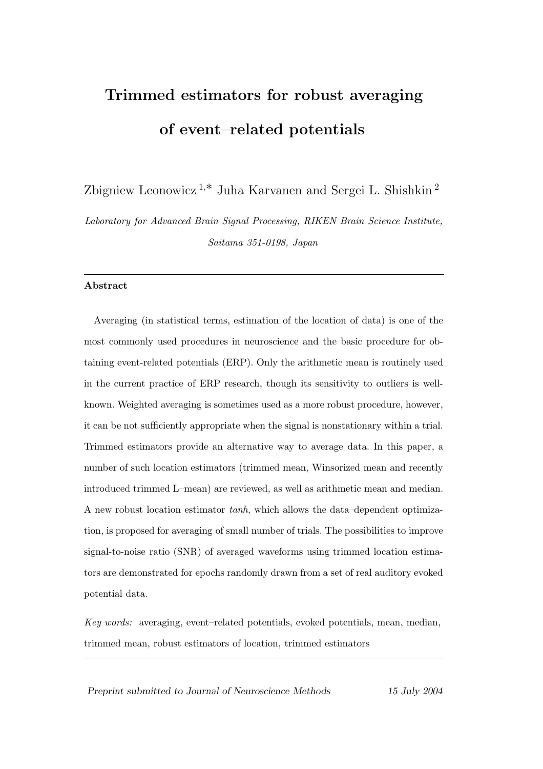# Trimmed estimators for robust averaging of event–related potentials

Zbigniew Leonowicz [1,*] Juha Karvanen and Sergei L. Shishkin [2]

*Laboratory for Advanced Brain Signal Processing, RIKEN Brain Science Institute, Saitama 351-0198, Japan*

---

**Abstract**

Averaging (in statistical terms, estimation of the location of data) is one of the most commonly used procedures in neuroscience and the basic procedure for obtaining event-related potentials (ERP). Only the arithmetic mean is routinely used in the current practice of ERP research, though its sensitivity to outliers is well-known. Weighted averaging is sometimes used as a more robust procedure, however, it can be not sufficiently appropriate when the signal is nonstationary within a trial. Trimmed estimators provide an alternative way to average data. In this paper, a number of such location estimators (trimmed mean, Winsorized mean and recently introduced trimmed L–mean) are reviewed, as well as arithmetic mean and median. A new robust location estimator *tanh*, which allows the data–dependent optimization, is proposed for averaging of small number of trials. The possibilities to improve signal-to-noise ratio (SNR) of averaged waveforms using trimmed location estimators are demonstrated for epochs randomly drawn from a set of real auditory evoked potential data.

*Key words:* averaging, event–related potentials, evoked potentials, mean, median, trimmed mean, robust estimators of location, trimmed estimators

---

*Preprint submitted to Journal of Neuroscience Methods* 15 July 2004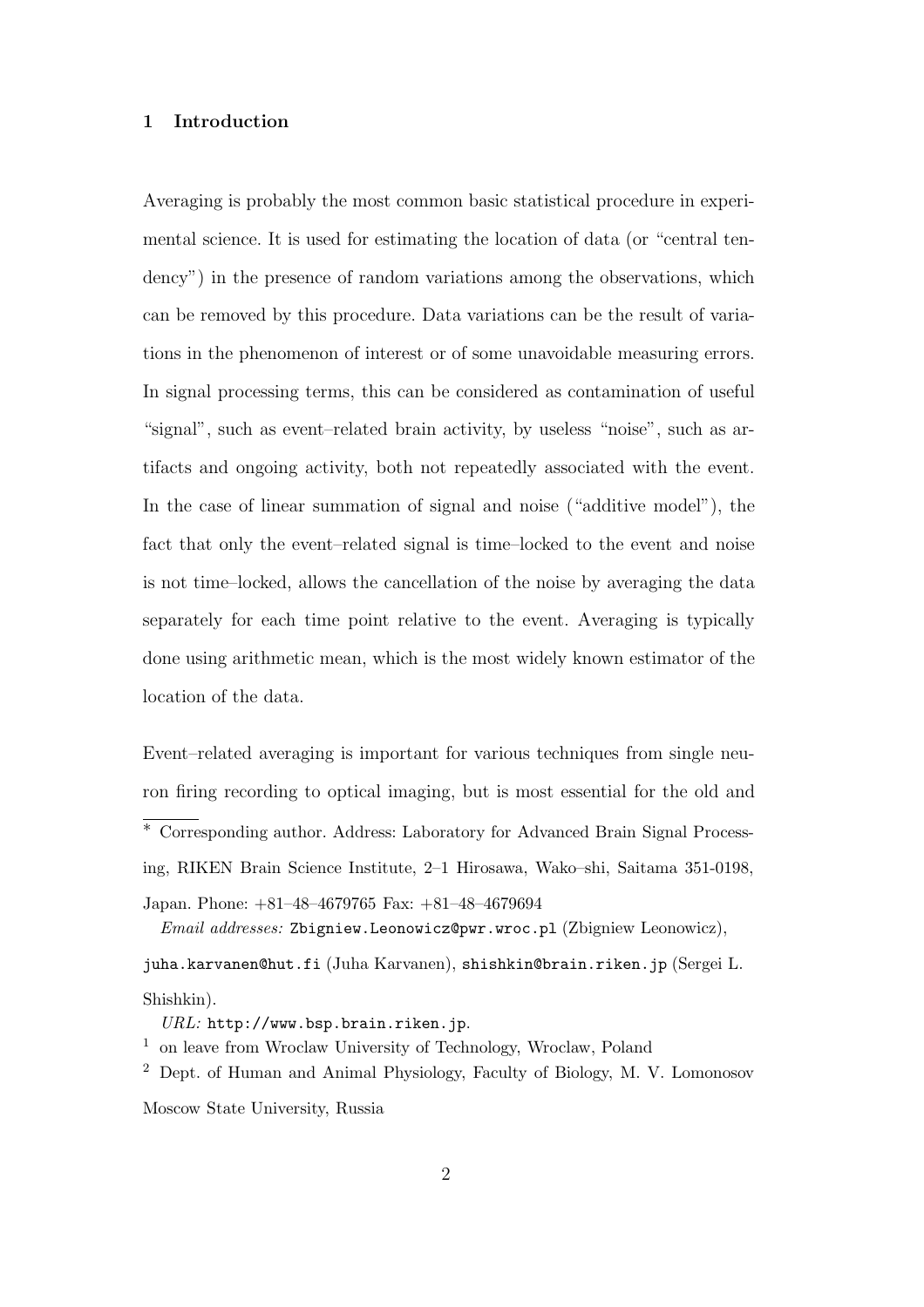## 1 Introduction

Averaging is probably the most common basic statistical procedure in experimental science. It is used for estimating the location of data (or "central tendency") in the presence of random variations among the observations, which can be removed by this procedure. Data variations can be the result of variations in the phenomenon of interest or of some unavoidable measuring errors. In signal processing terms, this can be considered as contamination of useful "signal", such as event–related brain activity, by useless "noise", such as artifacts and ongoing activity, both not repeatedly associated with the event. In the case of linear summation of signal and noise ("additive model"), the fact that only the event–related signal is time–locked to the event and noise is not time–locked, allows the cancellation of the noise by averaging the data separately for each time point relative to the event. Averaging is typically done using arithmetic mean, which is the most widely known estimator of the location of the data.

Event–related averaging is important for various techniques from single neuron firing recording to optical imaging, but is most essential for the old and

---

\* Corresponding author. Address: Laboratory for Advanced Brain Signal Processing, RIKEN Brain Science Institute, 2–1 Hirosawa, Wako–shi, Saitama 351-0198, Japan. Phone: +81–48–4679765 Fax: +81–48–4679694

*Email addresses:* Zbigniew.Leonowicz@pwr.wroc.pl (Zbigniew Leonowicz), juha.karvanen@hut.fi (Juha Karvanen), shishkin@brain.riken.jp (Sergei L. Shishkin).

*URL:* http://www.bsp.brain.riken.jp.

[1] on leave from Wroclaw University of Technology, Wroclaw, Poland

[2] Dept. of Human and Animal Physiology, Faculty of Biology, M. V. Lomonosov Moscow State University, Russia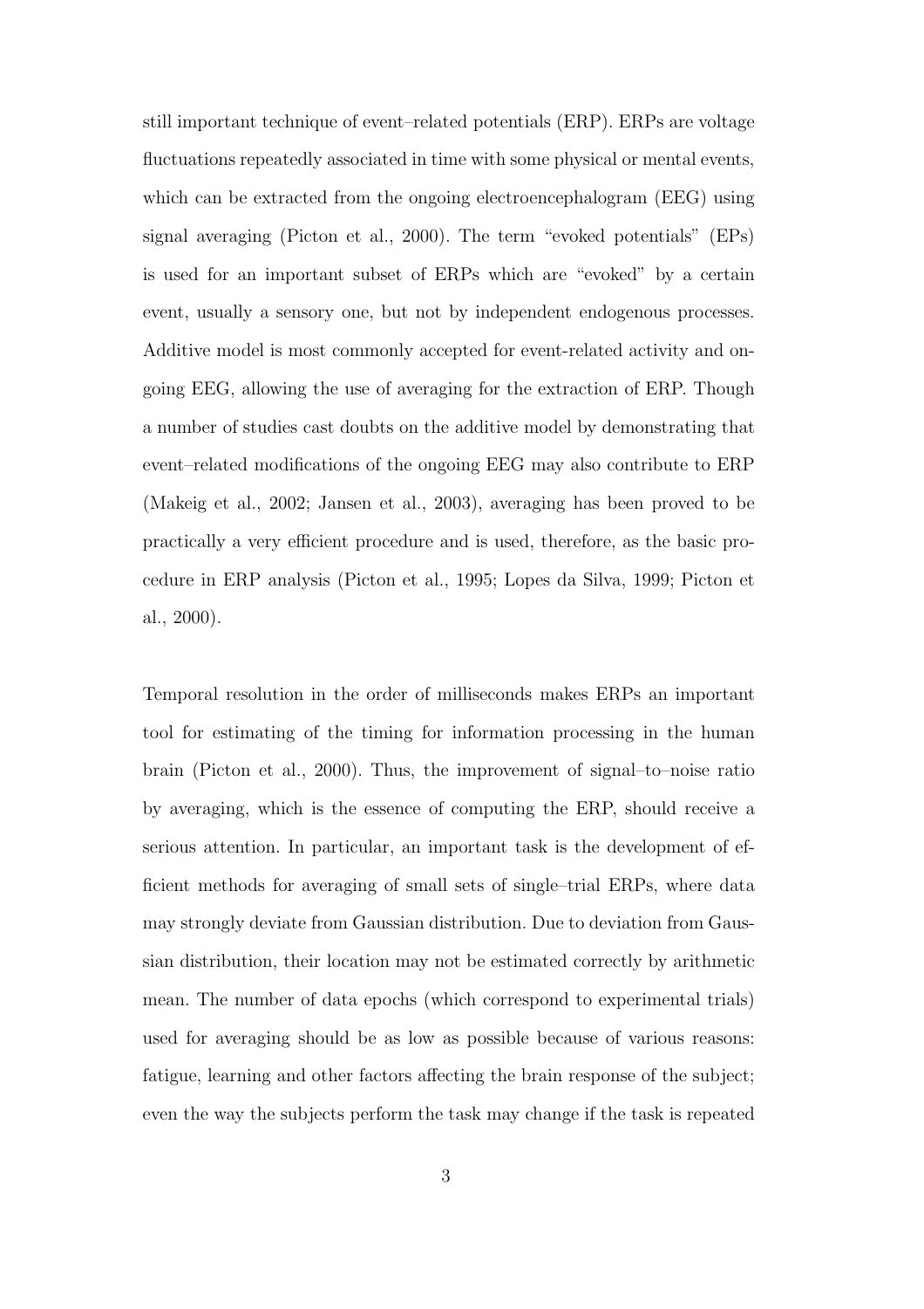still important technique of event–related potentials (ERP). ERPs are voltage fluctuations repeatedly associated in time with some physical or mental events, which can be extracted from the ongoing electroencephalogram (EEG) using signal averaging (Picton et al., 2000). The term "evoked potentials" (EPs) is used for an important subset of ERPs which are "evoked" by a certain event, usually a sensory one, but not by independent endogenous processes. Additive model is most commonly accepted for event-related activity and ongoing EEG, allowing the use of averaging for the extraction of ERP. Though a number of studies cast doubts on the additive model by demonstrating that event–related modifications of the ongoing EEG may also contribute to ERP (Makeig et al., 2002; Jansen et al., 2003), averaging has been proved to be practically a very efficient procedure and is used, therefore, as the basic procedure in ERP analysis (Picton et al., 1995; Lopes da Silva, 1999; Picton et al., 2000).

Temporal resolution in the order of milliseconds makes ERPs an important tool for estimating of the timing for information processing in the human brain (Picton et al., 2000). Thus, the improvement of signal–to–noise ratio by averaging, which is the essence of computing the ERP, should receive a serious attention. In particular, an important task is the development of efficient methods for averaging of small sets of single–trial ERPs, where data may strongly deviate from Gaussian distribution. Due to deviation from Gaussian distribution, their location may not be estimated correctly by arithmetic mean. The number of data epochs (which correspond to experimental trials) used for averaging should be as low as possible because of various reasons: fatigue, learning and other factors affecting the brain response of the subject; even the way the subjects perform the task may change if the task is repeated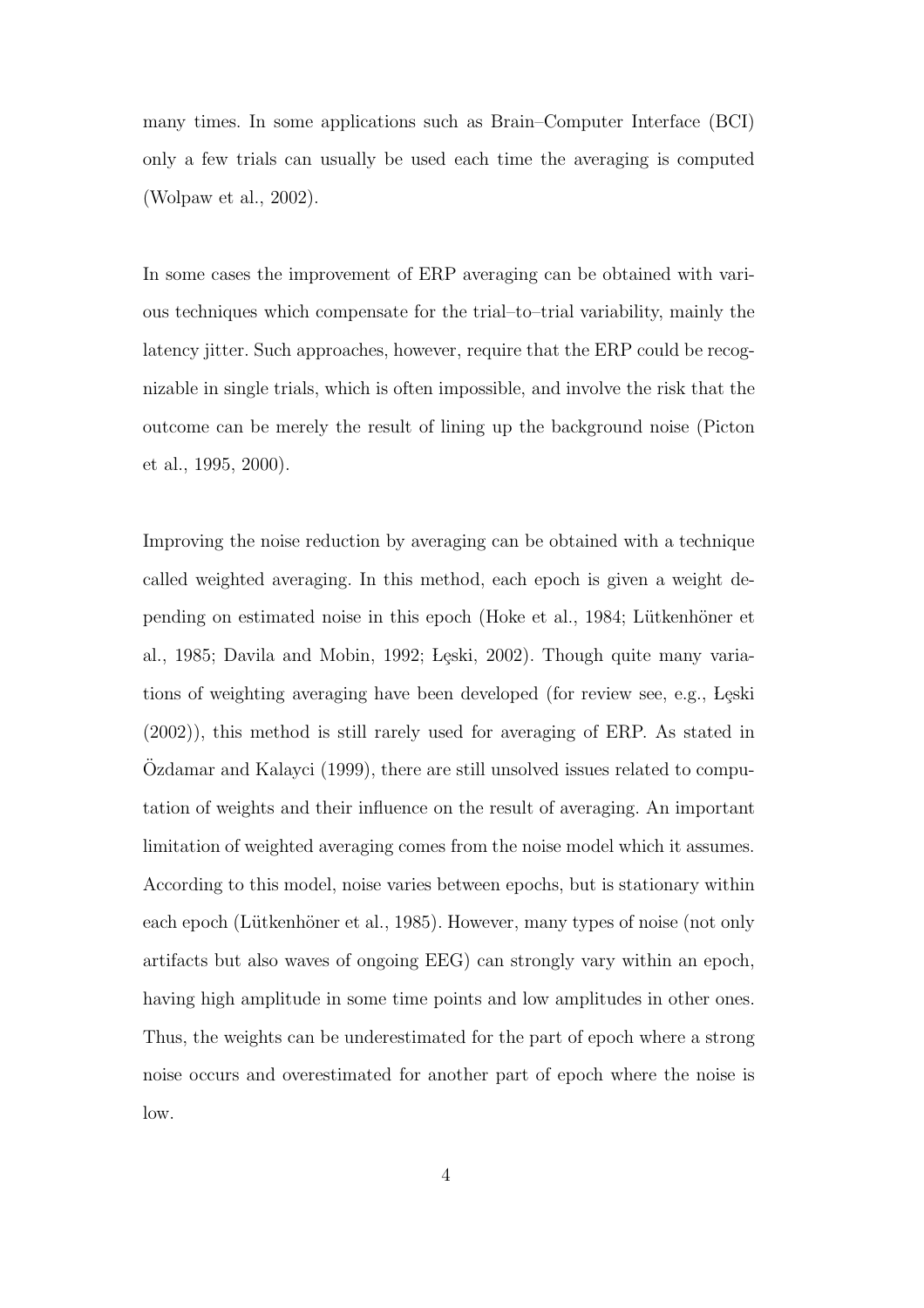many times. In some applications such as Brain–Computer Interface (BCI) only a few trials can usually be used each time the averaging is computed (Wolpaw et al., 2002).

In some cases the improvement of ERP averaging can be obtained with various techniques which compensate for the trial–to–trial variability, mainly the latency jitter. Such approaches, however, require that the ERP could be recognizable in single trials, which is often impossible, and involve the risk that the outcome can be merely the result of lining up the background noise (Picton et al., 1995, 2000).

Improving the noise reduction by averaging can be obtained with a technique called weighted averaging. In this method, each epoch is given a weight depending on estimated noise in this epoch (Hoke et al., 1984; Lütkenhöner et al., 1985; Davila and Mobin, 1992; Łęski, 2002). Though quite many variations of weighting averaging have been developed (for review see, e.g., Łęski (2002)), this method is still rarely used for averaging of ERP. As stated in Özdamar and Kalayci (1999), there are still unsolved issues related to computation of weights and their influence on the result of averaging. An important limitation of weighted averaging comes from the noise model which it assumes. According to this model, noise varies between epochs, but is stationary within each epoch (Lütkenhöner et al., 1985). However, many types of noise (not only artifacts but also waves of ongoing EEG) can strongly vary within an epoch, having high amplitude in some time points and low amplitudes in other ones. Thus, the weights can be underestimated for the part of epoch where a strong noise occurs and overestimated for another part of epoch where the noise is low.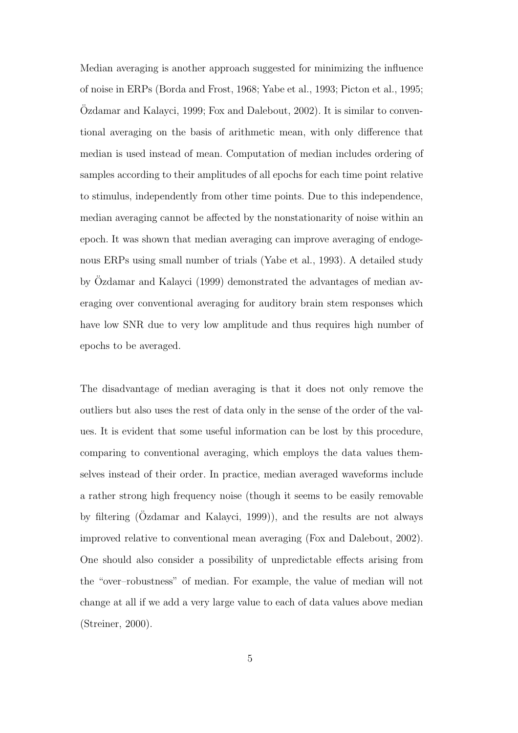Median averaging is another approach suggested for minimizing the influence of noise in ERPs (Borda and Frost, 1968; Yabe et al., 1993; Picton et al., 1995; Özdamar and Kalayci, 1999; Fox and Dalebout, 2002). It is similar to conventional averaging on the basis of arithmetic mean, with only difference that median is used instead of mean. Computation of median includes ordering of samples according to their amplitudes of all epochs for each time point relative to stimulus, independently from other time points. Due to this independence, median averaging cannot be affected by the nonstationarity of noise within an epoch. It was shown that median averaging can improve averaging of endogenous ERPs using small number of trials (Yabe et al., 1993). A detailed study by Özdamar and Kalayci (1999) demonstrated the advantages of median averaging over conventional averaging for auditory brain stem responses which have low SNR due to very low amplitude and thus requires high number of epochs to be averaged.

The disadvantage of median averaging is that it does not only remove the outliers but also uses the rest of data only in the sense of the order of the values. It is evident that some useful information can be lost by this procedure, comparing to conventional averaging, which employs the data values themselves instead of their order. In practice, median averaged waveforms include a rather strong high frequency noise (though it seems to be easily removable by filtering (Özdamar and Kalayci, 1999)), and the results are not always improved relative to conventional mean averaging (Fox and Dalebout, 2002). One should also consider a possibility of unpredictable effects arising from the "over–robustness" of median. For example, the value of median will not change at all if we add a very large value to each of data values above median (Streiner, 2000).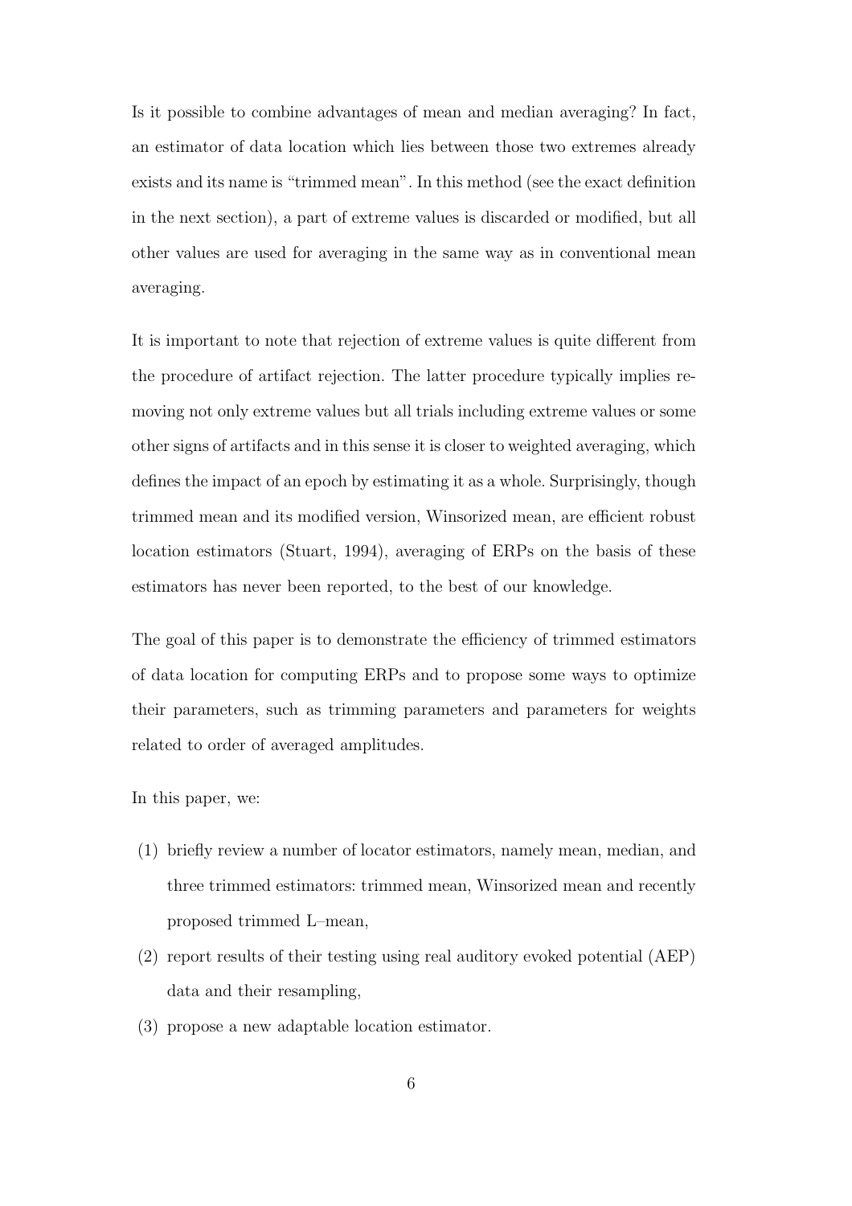Is it possible to combine advantages of mean and median averaging? In fact, an estimator of data location which lies between those two extremes already exists and its name is "trimmed mean". In this method (see the exact definition in the next section), a part of extreme values is discarded or modified, but all other values are used for averaging in the same way as in conventional mean averaging.

It is important to note that rejection of extreme values is quite different from the procedure of artifact rejection. The latter procedure typically implies removing not only extreme values but all trials including extreme values or some other signs of artifacts and in this sense it is closer to weighted averaging, which defines the impact of an epoch by estimating it as a whole. Surprisingly, though trimmed mean and its modified version, Winsorized mean, are efficient robust location estimators (Stuart, 1994), averaging of ERPs on the basis of these estimators has never been reported, to the best of our knowledge.

The goal of this paper is to demonstrate the efficiency of trimmed estimators of data location for computing ERPs and to propose some ways to optimize their parameters, such as trimming parameters and parameters for weights related to order of averaged amplitudes.

In this paper, we:

(1) briefly review a number of locator estimators, namely mean, median, and three trimmed estimators: trimmed mean, Winsorized mean and recently proposed trimmed L–mean,

(2) report results of their testing using real auditory evoked potential (AEP) data and their resampling,

(3) propose a new adaptable location estimator.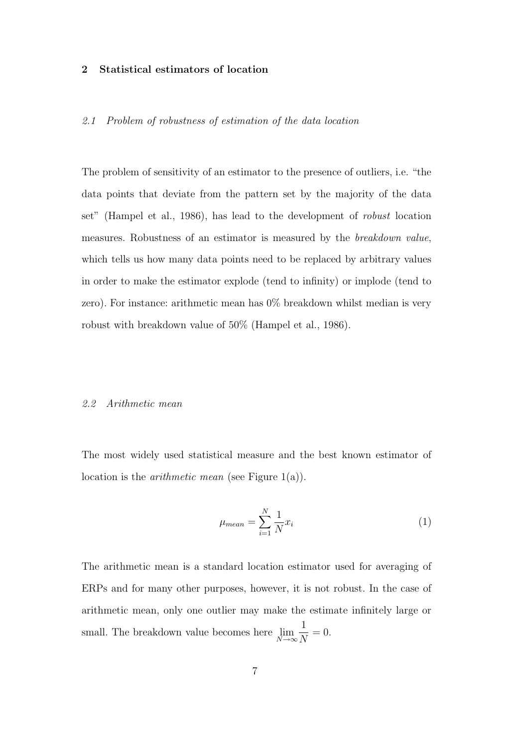## 2 Statistical estimators of location

### *2.1 Problem of robustness of estimation of the data location*

The problem of sensitivity of an estimator to the presence of outliers, i.e. "the data points that deviate from the pattern set by the majority of the data set" (Hampel et al., 1986), has lead to the development of *robust* location measures. Robustness of an estimator is measured by the *breakdown value*, which tells us how many data points need to be replaced by arbitrary values in order to make the estimator explode (tend to infinity) or implode (tend to zero). For instance: arithmetic mean has 0% breakdown whilst median is very robust with breakdown value of 50% (Hampel et al., 1986).

### *2.2 Arithmetic mean*

The most widely used statistical measure and the best known estimator of location is the *arithmetic mean* (see Figure 1(a)).

$$\mu_{mean} = \sum_{i=1}^{N} \frac{1}{N} x_i \tag{1}$$

The arithmetic mean is a standard location estimator used for averaging of ERPs and for many other purposes, however, it is not robust. In the case of arithmetic mean, only one outlier may make the estimate infinitely large or small. The breakdown value becomes here $\lim_{N \to \infty} \frac{1}{N} = 0$.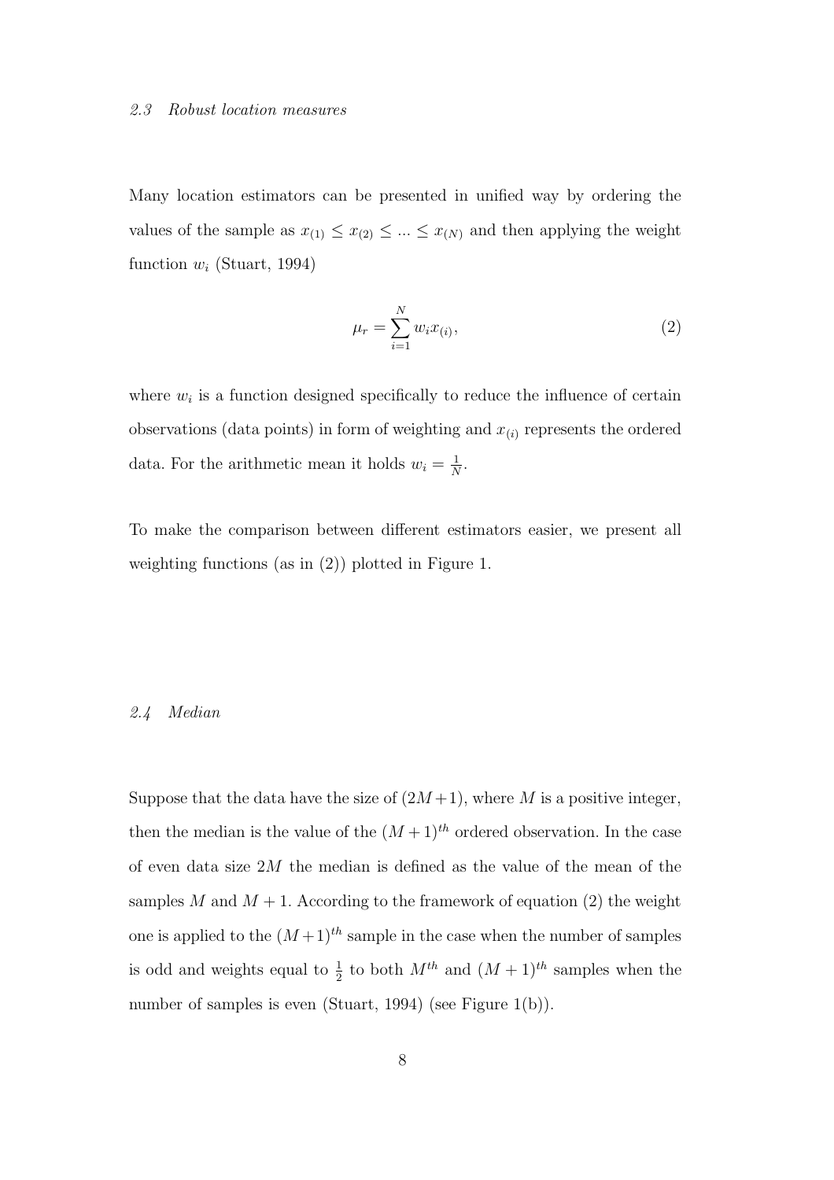### *2.3 Robust location measures*

Many location estimators can be presented in unified way by ordering the values of the sample as $x_{(1)} \leq x_{(2)} \leq ... \leq x_{(N)}$ and then applying the weight function $w_i$ (Stuart, 1994)

$$\mu_r = \sum_{i=1}^{N} w_i x_{(i)}, \tag{2}$$

where $w_i$ is a function designed specifically to reduce the influence of certain observations (data points) in form of weighting and $x_{(i)}$ represents the ordered data. For the arithmetic mean it holds $w_i = \frac{1}{N}$.

To make the comparison between different estimators easier, we present all weighting functions (as in (2)) plotted in Figure 1.

### *2.4 Median*

Suppose that the data have the size of $(2M+1)$, where $M$ is a positive integer, then the median is the value of the $(M+1)^{th}$ ordered observation. In the case of even data size $2M$ the median is defined as the value of the mean of the samples $M$ and $M+1$. According to the framework of equation (2) the weight one is applied to the $(M+1)^{th}$ sample in the case when the number of samples is odd and weights equal to $\frac{1}{2}$ to both $M^{th}$ and $(M+1)^{th}$ samples when the number of samples is even (Stuart, 1994) (see Figure 1(b)).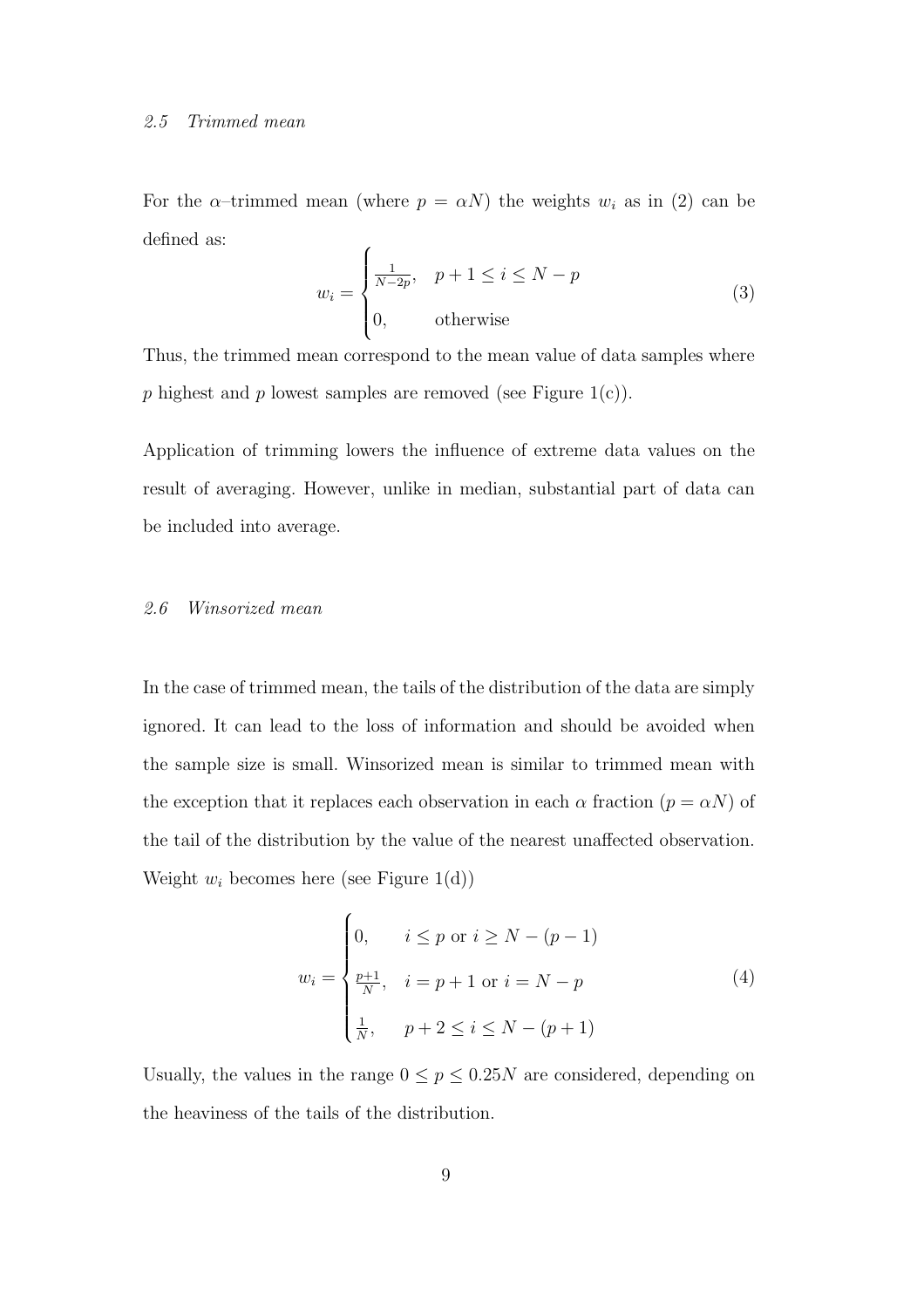### 2.5 Trimmed mean

For the $\alpha$–trimmed mean (where $p = \alpha N$) the weights $w_i$ as in (2) can be defined as:

$$w_i = \begin{cases} \frac{1}{N-2p}, & p+1 \leq i \leq N-p \\ 0, & \text{otherwise} \end{cases} \tag{3}$$

Thus, the trimmed mean correspond to the mean value of data samples where $p$ highest and $p$ lowest samples are removed (see Figure 1(c)).

Application of trimming lowers the influence of extreme data values on the result of averaging. However, unlike in median, substantial part of data can be included into average.

### 2.6 Winsorized mean

In the case of trimmed mean, the tails of the distribution of the data are simply ignored. It can lead to the loss of information and should be avoided when the sample size is small. Winsorized mean is similar to trimmed mean with the exception that it replaces each observation in each $\alpha$ fraction ($p = \alpha N$) of the tail of the distribution by the value of the nearest unaffected observation. Weight $w_i$ becomes here (see Figure 1(d))

$$w_i = \begin{cases} 0, & i \leq p \text{ or } i \geq N-(p-1) \\ \frac{p+1}{N}, & i = p+1 \text{ or } i = N-p \\ \frac{1}{N}, & p+2 \leq i \leq N-(p+1) \end{cases} \tag{4}$$

Usually, the values in the range $0 \leq p \leq 0.25N$ are considered, depending on the heaviness of the tails of the distribution.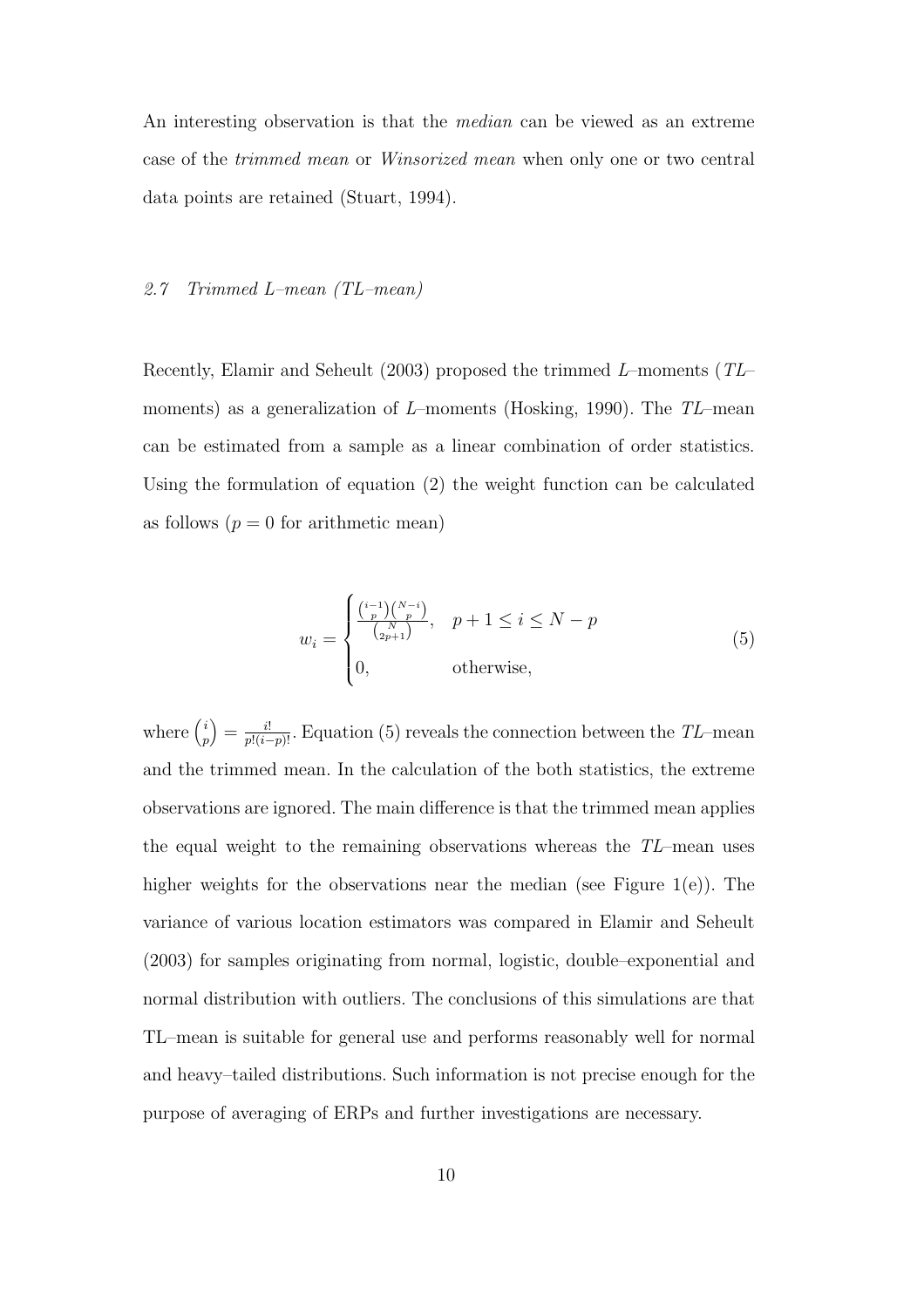An interesting observation is that the *median* can be viewed as an extreme case of the *trimmed mean* or *Winsorized mean* when only one or two central data points are retained (Stuart, 1994).

### *2.7 Trimmed L–mean (TL–mean)*

Recently, Elamir and Seheult (2003) proposed the trimmed $L$–moments ($TL$–moments) as a generalization of $L$–moments (Hosking, 1990). The $TL$–mean can be estimated from a sample as a linear combination of order statistics. Using the formulation of equation (2) the weight function can be calculated as follows ($p = 0$ for arithmetic mean)

$$w_i = \begin{cases} \frac{\binom{i-1}{p}\binom{N-i}{p}}{\binom{N}{2p+1}}, & p+1 \leq i \leq N-p \\ 0, & \text{otherwise,} \end{cases} \tag{5}$$

where $\binom{i}{p} = \frac{i!}{p!(i-p)!}$. Equation (5) reveals the connection between the $TL$–mean and the trimmed mean. In the calculation of the both statistics, the extreme observations are ignored. The main difference is that the trimmed mean applies the equal weight to the remaining observations whereas the $TL$–mean uses higher weights for the observations near the median (see Figure 1(e)). The variance of various location estimators was compared in Elamir and Seheult (2003) for samples originating from normal, logistic, double–exponential and normal distribution with outliers. The conclusions of this simulations are that TL–mean is suitable for general use and performs reasonably well for normal and heavy–tailed distributions. Such information is not precise enough for the purpose of averaging of ERPs and further investigations are necessary.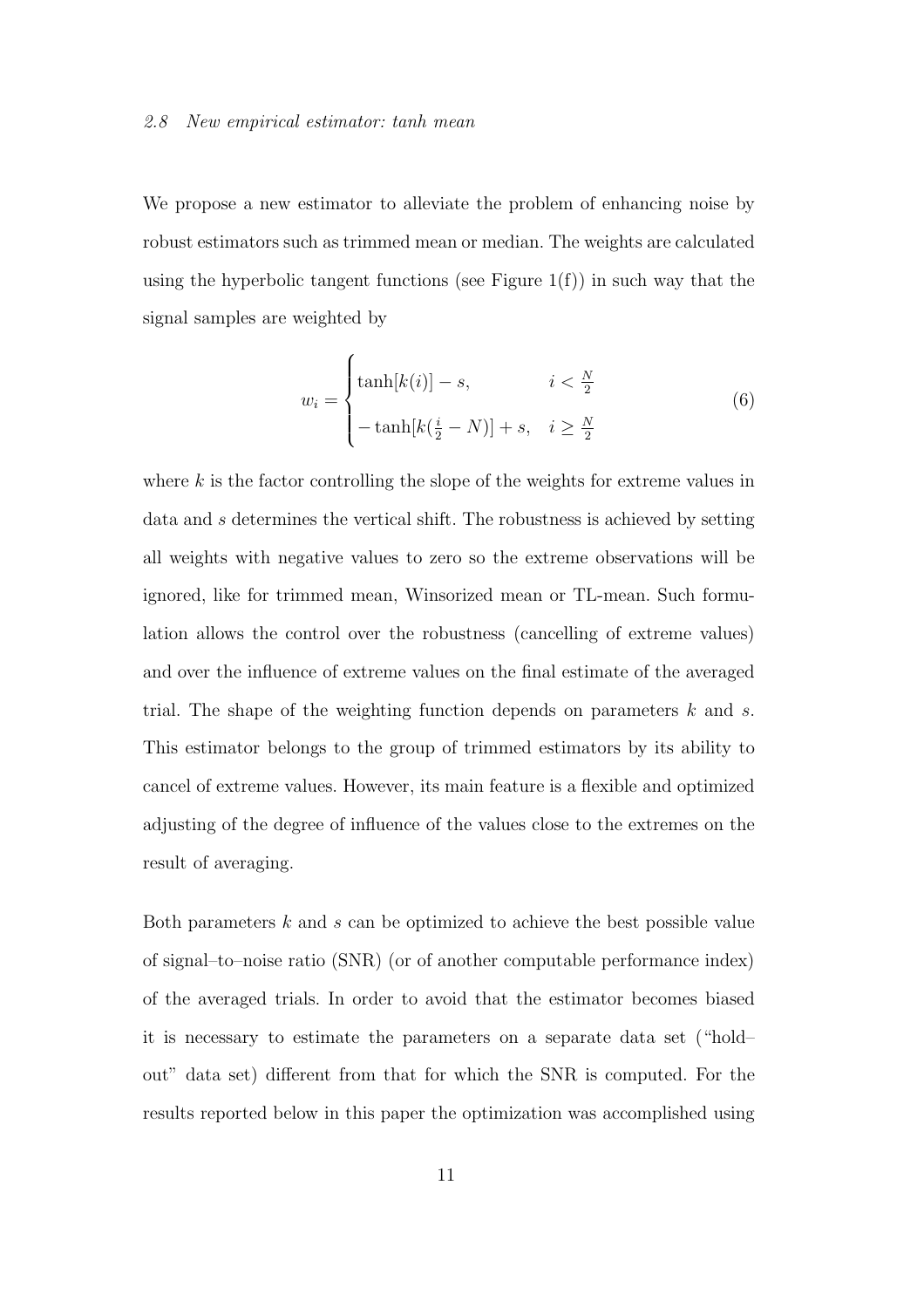### 2.8 *New empirical estimator: tanh mean*

We propose a new estimator to alleviate the problem of enhancing noise by robust estimators such as trimmed mean or median. The weights are calculated using the hyperbolic tangent functions (see Figure 1(f)) in such way that the signal samples are weighted by

$$w_i = \begin{cases} \tanh[k(i)] - s, & i < \frac{N}{2} \\ -\tanh[k(\frac{i}{2} - N)] + s, & i \geq \frac{N}{2} \end{cases} \tag{6}$$

where $k$ is the factor controlling the slope of the weights for extreme values in data and $s$ determines the vertical shift. The robustness is achieved by setting all weights with negative values to zero so the extreme observations will be ignored, like for trimmed mean, Winsorized mean or TL-mean. Such formulation allows the control over the robustness (cancelling of extreme values) and over the influence of extreme values on the final estimate of the averaged trial. The shape of the weighting function depends on parameters $k$ and $s$. This estimator belongs to the group of trimmed estimators by its ability to cancel of extreme values. However, its main feature is a flexible and optimized adjusting of the degree of influence of the values close to the extremes on the result of averaging.

Both parameters $k$ and $s$ can be optimized to achieve the best possible value of signal–to–noise ratio (SNR) (or of another computable performance index) of the averaged trials. In order to avoid that the estimator becomes biased it is necessary to estimate the parameters on a separate data set ("hold–out" data set) different from that for which the SNR is computed. For the results reported below in this paper the optimization was accomplished using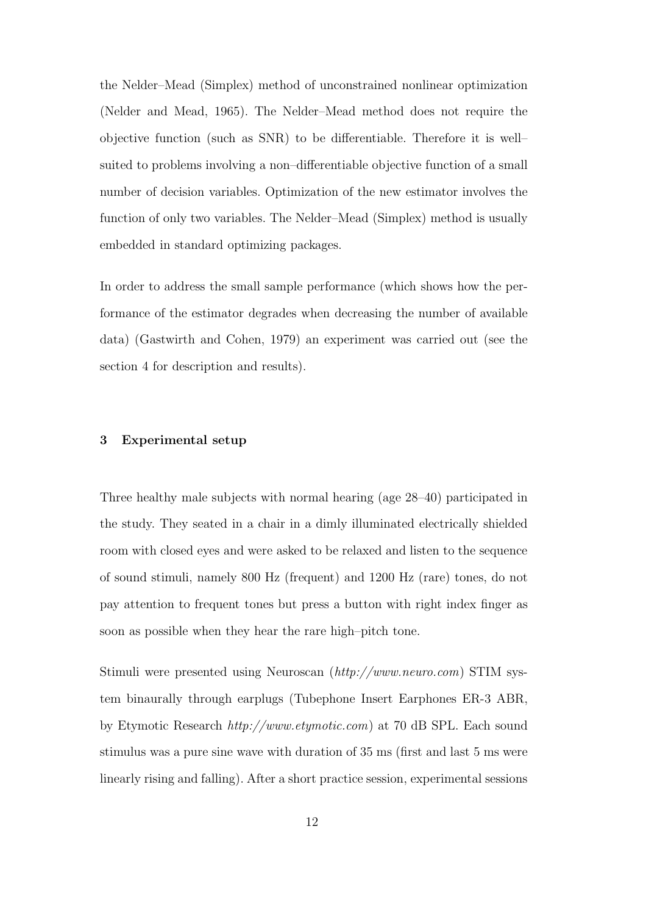the Nelder–Mead (Simplex) method of unconstrained nonlinear optimization (Nelder and Mead, 1965). The Nelder–Mead method does not require the objective function (such as SNR) to be differentiable. Therefore it is well–suited to problems involving a non–differentiable objective function of a small number of decision variables. Optimization of the new estimator involves the function of only two variables. The Nelder–Mead (Simplex) method is usually embedded in standard optimizing packages.

In order to address the small sample performance (which shows how the performance of the estimator degrades when decreasing the number of available data) (Gastwirth and Cohen, 1979) an experiment was carried out (see the section 4 for description and results).

## 3 Experimental setup

Three healthy male subjects with normal hearing (age 28–40) participated in the study. They seated in a chair in a dimly illuminated electrically shielded room with closed eyes and were asked to be relaxed and listen to the sequence of sound stimuli, namely 800 Hz (frequent) and 1200 Hz (rare) tones, do not pay attention to frequent tones but press a button with right index finger as soon as possible when they hear the rare high–pitch tone.

Stimuli were presented using Neuroscan (*http://www.neuro.com*) STIM system binaurally through earplugs (Tubephone Insert Earphones ER-3 ABR, by Etymotic Research *http://www.etymotic.com*) at 70 dB SPL. Each sound stimulus was a pure sine wave with duration of 35 ms (first and last 5 ms were linearly rising and falling). After a short practice session, experimental sessions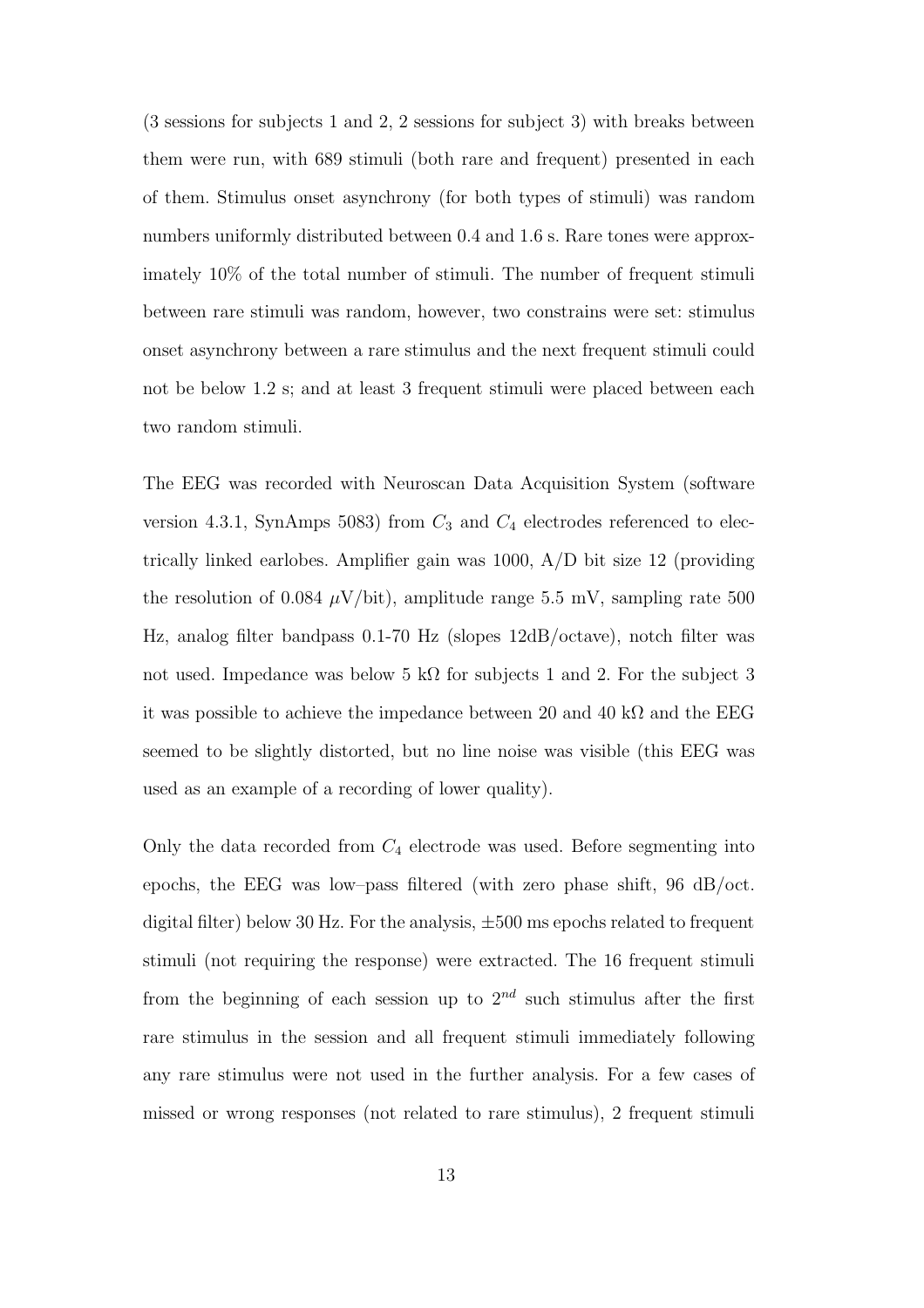(3 sessions for subjects 1 and 2, 2 sessions for subject 3) with breaks between them were run, with 689 stimuli (both rare and frequent) presented in each of them. Stimulus onset asynchrony (for both types of stimuli) was random numbers uniformly distributed between 0.4 and 1.6 s. Rare tones were approximately 10% of the total number of stimuli. The number of frequent stimuli between rare stimuli was random, however, two constrains were set: stimulus onset asynchrony between a rare stimulus and the next frequent stimuli could not be below 1.2 s; and at least 3 frequent stimuli were placed between each two random stimuli.

The EEG was recorded with Neuroscan Data Acquisition System (software version 4.3.1, SynAmps 5083) from $C_3$ and $C_4$ electrodes referenced to electrically linked earlobes. Amplifier gain was 1000, A/D bit size 12 (providing the resolution of 0.084 $\mu$V/bit), amplitude range 5.5 mV, sampling rate 500 Hz, analog filter bandpass 0.1-70 Hz (slopes 12dB/octave), notch filter was not used. Impedance was below 5 k$\Omega$ for subjects 1 and 2. For the subject 3 it was possible to achieve the impedance between 20 and 40 k$\Omega$ and the EEG seemed to be slightly distorted, but no line noise was visible (this EEG was used as an example of a recording of lower quality).

Only the data recorded from $C_4$ electrode was used. Before segmenting into epochs, the EEG was low–pass filtered (with zero phase shift, 96 dB/oct. digital filter) below 30 Hz. For the analysis, $\pm$500 ms epochs related to frequent stimuli (not requiring the response) were extracted. The 16 frequent stimuli from the beginning of each session up to $2^{nd}$ such stimulus after the first rare stimulus in the session and all frequent stimuli immediately following any rare stimulus were not used in the further analysis. For a few cases of missed or wrong responses (not related to rare stimulus), 2 frequent stimuli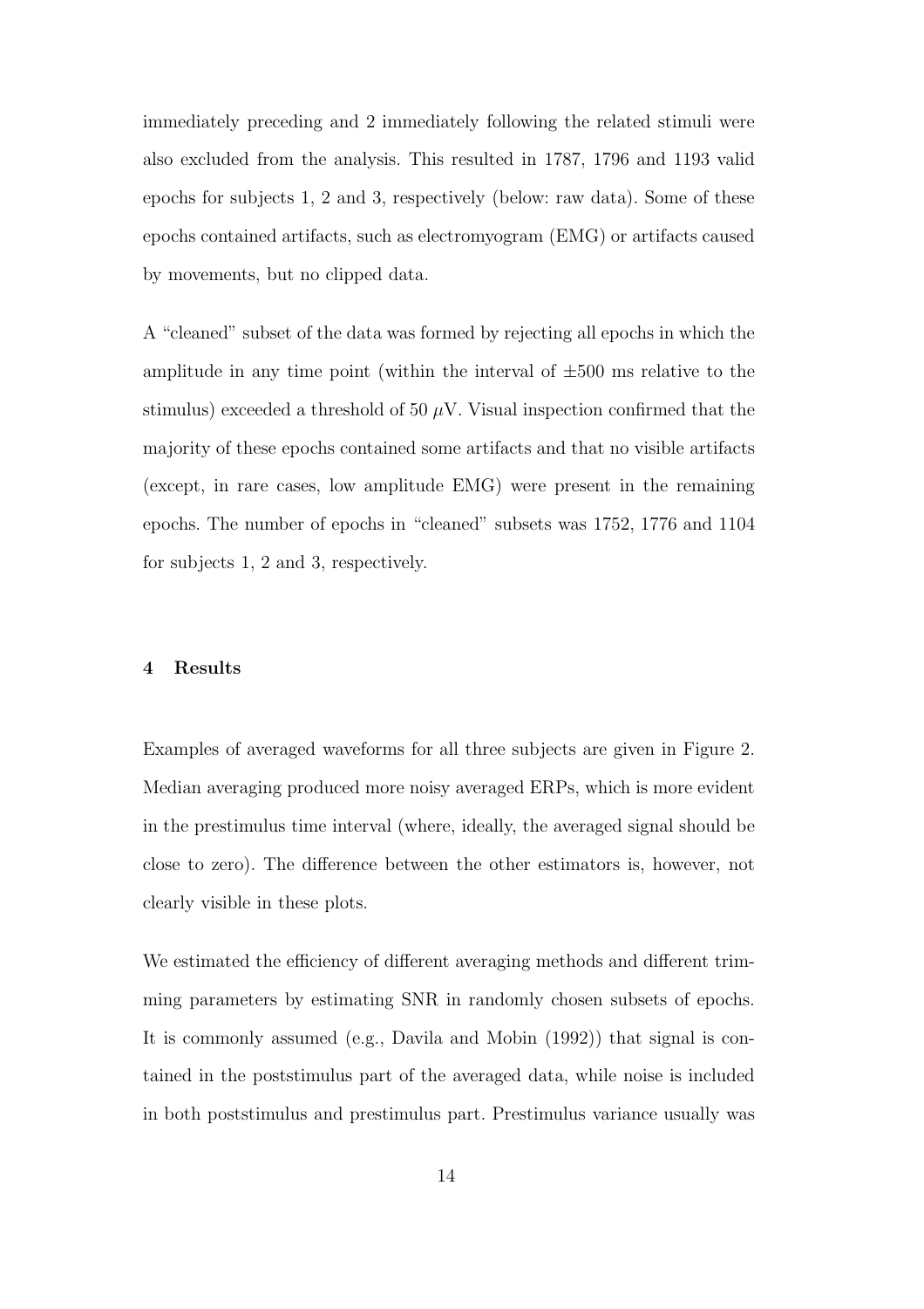immediately preceding and 2 immediately following the related stimuli were also excluded from the analysis. This resulted in 1787, 1796 and 1193 valid epochs for subjects 1, 2 and 3, respectively (below: raw data). Some of these epochs contained artifacts, such as electromyogram (EMG) or artifacts caused by movements, but no clipped data.

A "cleaned" subset of the data was formed by rejecting all epochs in which the amplitude in any time point (within the interval of $\pm 500$ ms relative to the stimulus) exceeded a threshold of 50 $\mu$V. Visual inspection confirmed that the majority of these epochs contained some artifacts and that no visible artifacts (except, in rare cases, low amplitude EMG) were present in the remaining epochs. The number of epochs in "cleaned" subsets was 1752, 1776 and 1104 for subjects 1, 2 and 3, respectively.

## 4 Results

Examples of averaged waveforms for all three subjects are given in Figure 2. Median averaging produced more noisy averaged ERPs, which is more evident in the prestimulus time interval (where, ideally, the averaged signal should be close to zero). The difference between the other estimators is, however, not clearly visible in these plots.

We estimated the efficiency of different averaging methods and different trimming parameters by estimating SNR in randomly chosen subsets of epochs. It is commonly assumed (e.g., Davila and Mobin (1992)) that signal is contained in the poststimulus part of the averaged data, while noise is included in both poststimulus and prestimulus part. Prestimulus variance usually was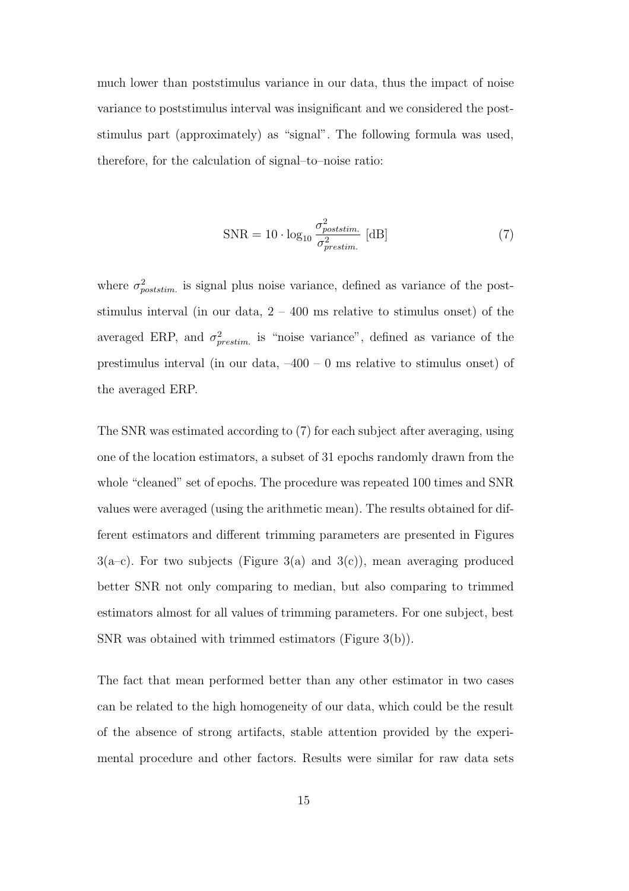much lower than poststimulus variance in our data, thus the impact of noise variance to poststimulus interval was insignificant and we considered the poststimulus part (approximately) as "signal". The following formula was used, therefore, for the calculation of signal–to–noise ratio:

$$\mathrm{SNR} = 10 \cdot \log_{10} \frac{\sigma^2_{poststim.}}{\sigma^2_{prestim.}} \ [\mathrm{dB}] \tag{7}$$

where $\sigma^2_{poststim.}$ is signal plus noise variance, defined as variance of the poststimulus interval (in our data, 2 – 400 ms relative to stimulus onset) of the averaged ERP, and $\sigma^2_{prestim.}$ is "noise variance", defined as variance of the prestimulus interval (in our data, –400 – 0 ms relative to stimulus onset) of the averaged ERP.

The SNR was estimated according to (7) for each subject after averaging, using one of the location estimators, a subset of 31 epochs randomly drawn from the whole "cleaned" set of epochs. The procedure was repeated 100 times and SNR values were averaged (using the arithmetic mean). The results obtained for different estimators and different trimming parameters are presented in Figures 3(a–c). For two subjects (Figure 3(a) and 3(c)), mean averaging produced better SNR not only comparing to median, but also comparing to trimmed estimators almost for all values of trimming parameters. For one subject, best SNR was obtained with trimmed estimators (Figure 3(b)).

The fact that mean performed better than any other estimator in two cases can be related to the high homogeneity of our data, which could be the result of the absence of strong artifacts, stable attention provided by the experimental procedure and other factors. Results were similar for raw data sets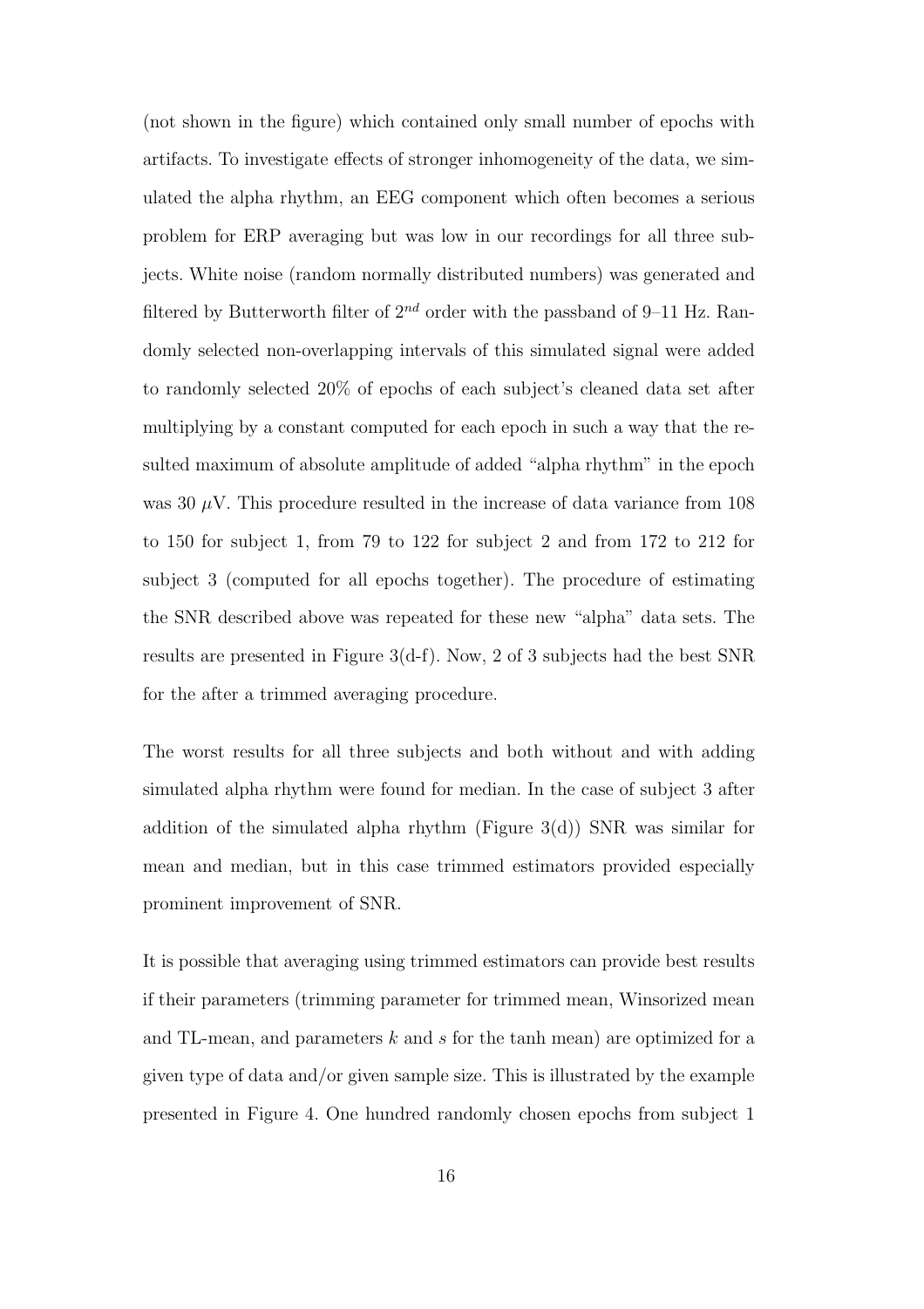(not shown in the figure) which contained only small number of epochs with artifacts. To investigate effects of stronger inhomogeneity of the data, we simulated the alpha rhythm, an EEG component which often becomes a serious problem for ERP averaging but was low in our recordings for all three subjects. White noise (random normally distributed numbers) was generated and filtered by Butterworth filter of $2^{nd}$ order with the passband of 9–11 Hz. Randomly selected non-overlapping intervals of this simulated signal were added to randomly selected 20% of epochs of each subject's cleaned data set after multiplying by a constant computed for each epoch in such a way that the resulted maximum of absolute amplitude of added "alpha rhythm" in the epoch was 30 $\mu$V. This procedure resulted in the increase of data variance from 108 to 150 for subject 1, from 79 to 122 for subject 2 and from 172 to 212 for subject 3 (computed for all epochs together). The procedure of estimating the SNR described above was repeated for these new "alpha" data sets. The results are presented in Figure 3(d-f). Now, 2 of 3 subjects had the best SNR for the after a trimmed averaging procedure.

The worst results for all three subjects and both without and with adding simulated alpha rhythm were found for median. In the case of subject 3 after addition of the simulated alpha rhythm (Figure 3(d)) SNR was similar for mean and median, but in this case trimmed estimators provided especially prominent improvement of SNR.

It is possible that averaging using trimmed estimators can provide best results if their parameters (trimming parameter for trimmed mean, Winsorized mean and TL-mean, and parameters $k$ and $s$ for the tanh mean) are optimized for a given type of data and/or given sample size. This is illustrated by the example presented in Figure 4. One hundred randomly chosen epochs from subject 1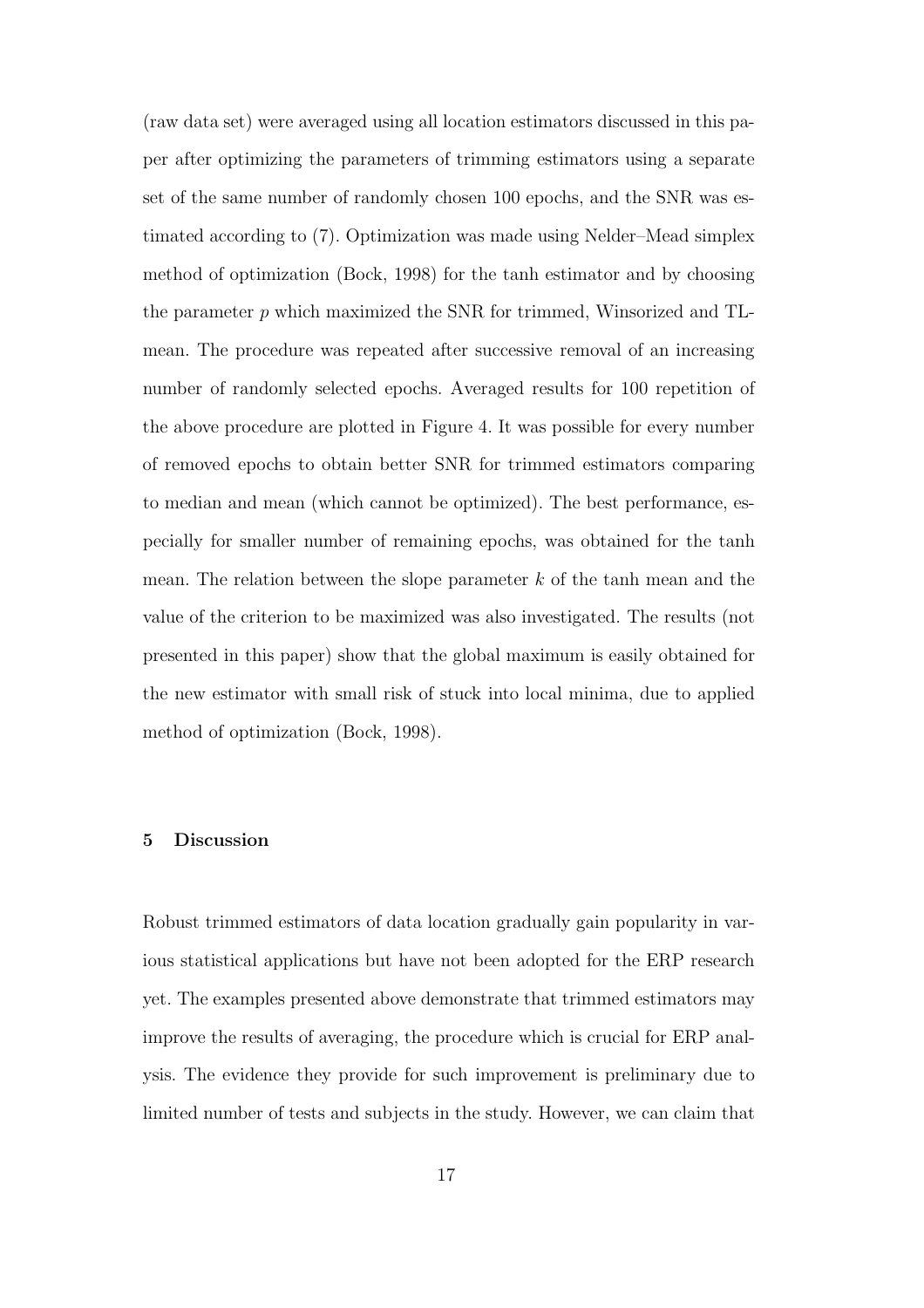(raw data set) were averaged using all location estimators discussed in this paper after optimizing the parameters of trimming estimators using a separate set of the same number of randomly chosen 100 epochs, and the SNR was estimated according to (7). Optimization was made using Nelder–Mead simplex method of optimization (Bock, 1998) for the tanh estimator and by choosing the parameter $p$ which maximized the SNR for trimmed, Winsorized and TL-mean. The procedure was repeated after successive removal of an increasing number of randomly selected epochs. Averaged results for 100 repetition of the above procedure are plotted in Figure 4. It was possible for every number of removed epochs to obtain better SNR for trimmed estimators comparing to median and mean (which cannot be optimized). The best performance, especially for smaller number of remaining epochs, was obtained for the tanh mean. The relation between the slope parameter $k$ of the tanh mean and the value of the criterion to be maximized was also investigated. The results (not presented in this paper) show that the global maximum is easily obtained for the new estimator with small risk of stuck into local minima, due to applied method of optimization (Bock, 1998).

## 5 Discussion

Robust trimmed estimators of data location gradually gain popularity in various statistical applications but have not been adopted for the ERP research yet. The examples presented above demonstrate that trimmed estimators may improve the results of averaging, the procedure which is crucial for ERP analysis. The evidence they provide for such improvement is preliminary due to limited number of tests and subjects in the study. However, we can claim that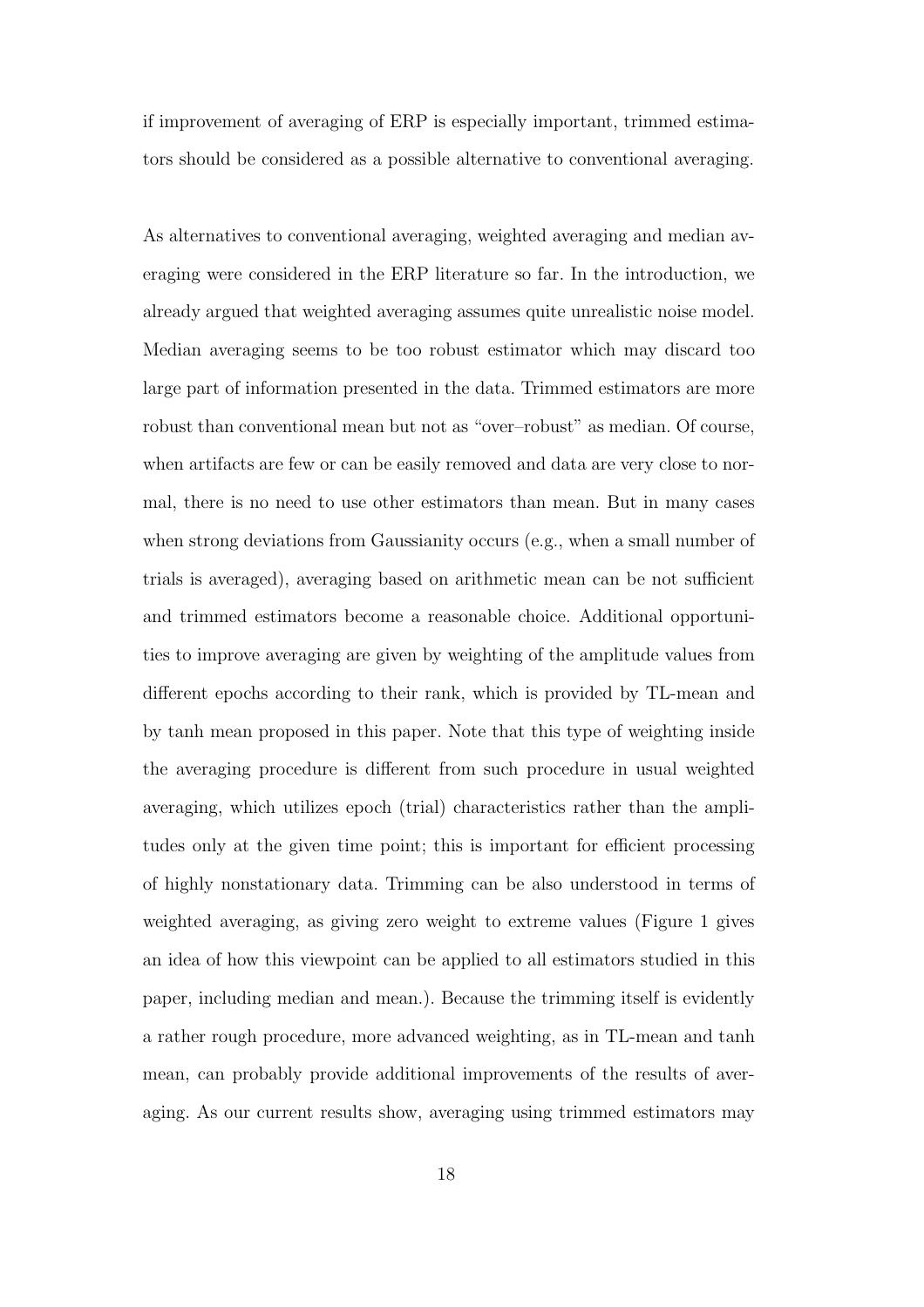if improvement of averaging of ERP is especially important, trimmed estimators should be considered as a possible alternative to conventional averaging.

As alternatives to conventional averaging, weighted averaging and median averaging were considered in the ERP literature so far. In the introduction, we already argued that weighted averaging assumes quite unrealistic noise model. Median averaging seems to be too robust estimator which may discard too large part of information presented in the data. Trimmed estimators are more robust than conventional mean but not as "over–robust" as median. Of course, when artifacts are few or can be easily removed and data are very close to normal, there is no need to use other estimators than mean. But in many cases when strong deviations from Gaussianity occurs (e.g., when a small number of trials is averaged), averaging based on arithmetic mean can be not sufficient and trimmed estimators become a reasonable choice. Additional opportunities to improve averaging are given by weighting of the amplitude values from different epochs according to their rank, which is provided by TL-mean and by tanh mean proposed in this paper. Note that this type of weighting inside the averaging procedure is different from such procedure in usual weighted averaging, which utilizes epoch (trial) characteristics rather than the amplitudes only at the given time point; this is important for efficient processing of highly nonstationary data. Trimming can be also understood in terms of weighted averaging, as giving zero weight to extreme values (Figure 1 gives an idea of how this viewpoint can be applied to all estimators studied in this paper, including median and mean.). Because the trimming itself is evidently a rather rough procedure, more advanced weighting, as in TL-mean and tanh mean, can probably provide additional improvements of the results of averaging. As our current results show, averaging using trimmed estimators may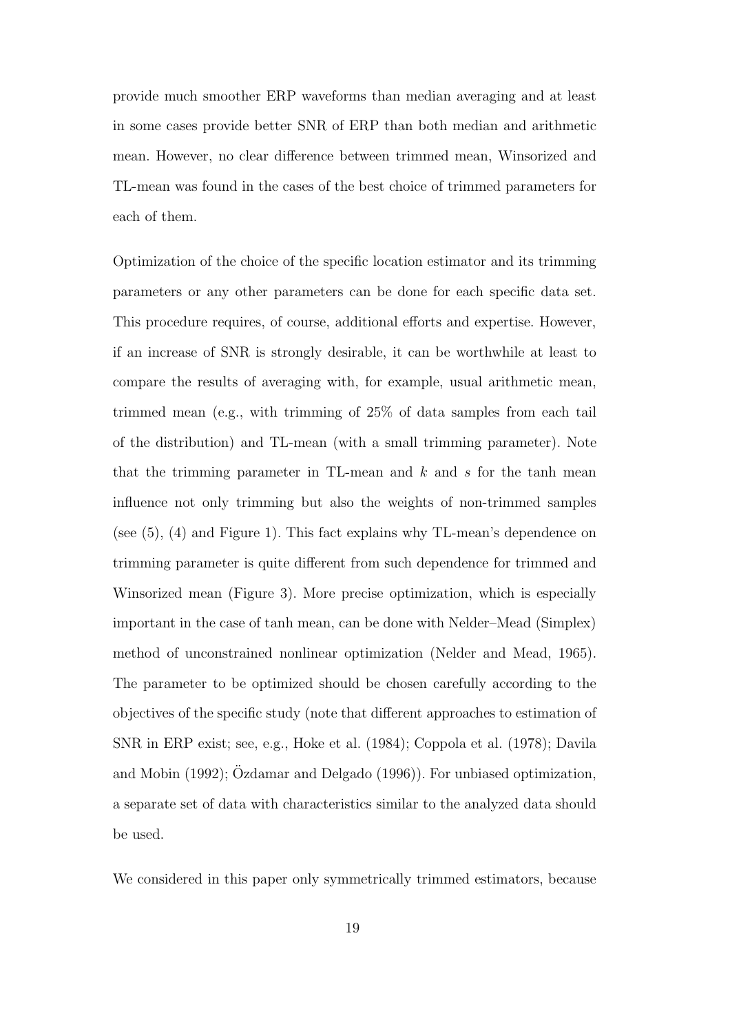provide much smoother ERP waveforms than median averaging and at least in some cases provide better SNR of ERP than both median and arithmetic mean. However, no clear difference between trimmed mean, Winsorized and TL-mean was found in the cases of the best choice of trimmed parameters for each of them.

Optimization of the choice of the specific location estimator and its trimming parameters or any other parameters can be done for each specific data set. This procedure requires, of course, additional efforts and expertise. However, if an increase of SNR is strongly desirable, it can be worthwhile at least to compare the results of averaging with, for example, usual arithmetic mean, trimmed mean (e.g., with trimming of 25% of data samples from each tail of the distribution) and TL-mean (with a small trimming parameter). Note that the trimming parameter in TL-mean and $k$ and $s$ for the tanh mean influence not only trimming but also the weights of non-trimmed samples (see (5), (4) and Figure 1). This fact explains why TL-mean's dependence on trimming parameter is quite different from such dependence for trimmed and Winsorized mean (Figure 3). More precise optimization, which is especially important in the case of tanh mean, can be done with Nelder–Mead (Simplex) method of unconstrained nonlinear optimization (Nelder and Mead, 1965). The parameter to be optimized should be chosen carefully according to the objectives of the specific study (note that different approaches to estimation of SNR in ERP exist; see, e.g., Hoke et al. (1984); Coppola et al. (1978); Davila and Mobin (1992); Özdamar and Delgado (1996)). For unbiased optimization, a separate set of data with characteristics similar to the analyzed data should be used.

We considered in this paper only symmetrically trimmed estimators, because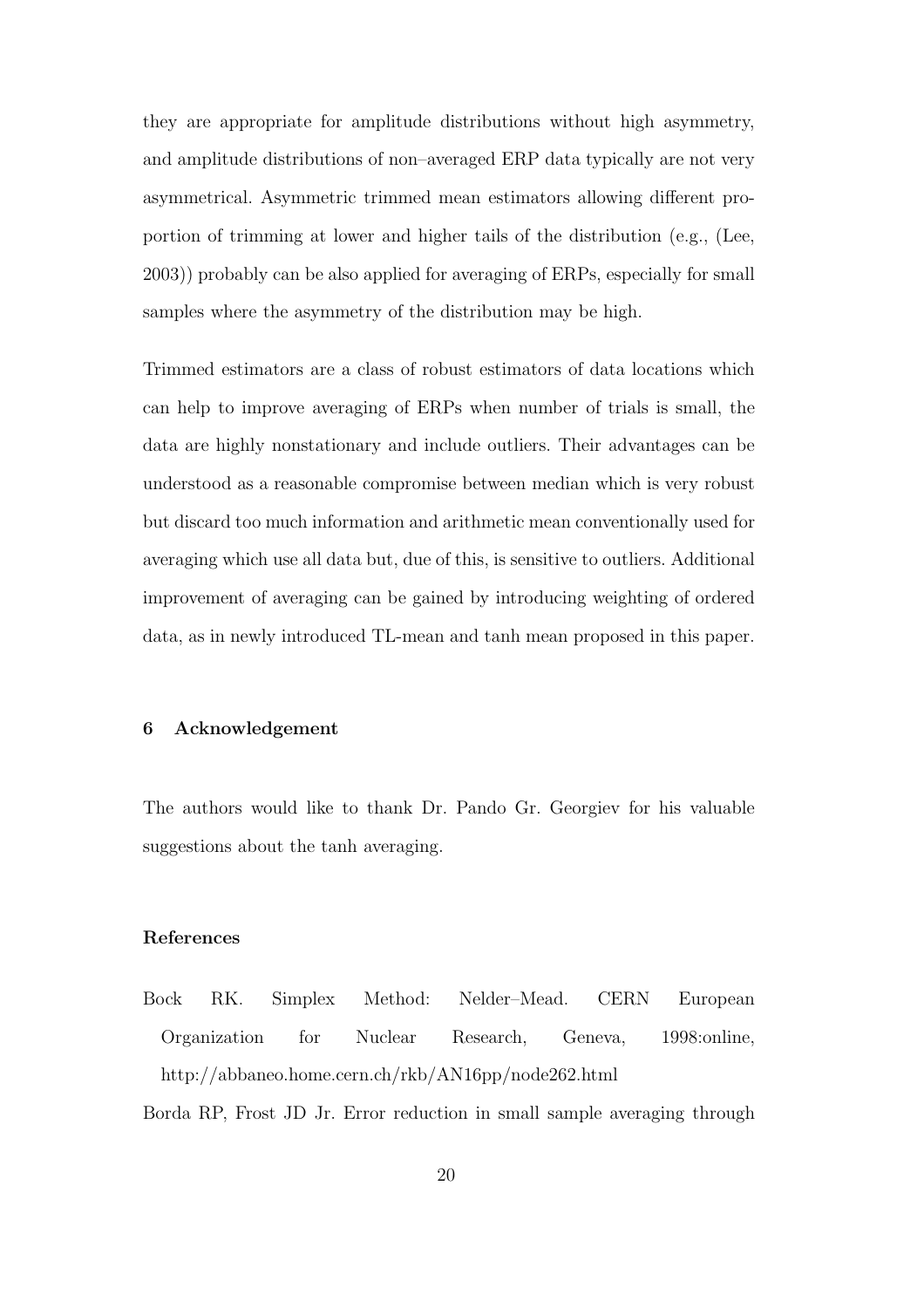they are appropriate for amplitude distributions without high asymmetry, and amplitude distributions of non–averaged ERP data typically are not very asymmetrical. Asymmetric trimmed mean estimators allowing different proportion of trimming at lower and higher tails of the distribution (e.g., (Lee, 2003)) probably can be also applied for averaging of ERPs, especially for small samples where the asymmetry of the distribution may be high.

Trimmed estimators are a class of robust estimators of data locations which can help to improve averaging of ERPs when number of trials is small, the data are highly nonstationary and include outliers. Their advantages can be understood as a reasonable compromise between median which is very robust but discard too much information and arithmetic mean conventionally used for averaging which use all data but, due of this, is sensitive to outliers. Additional improvement of averaging can be gained by introducing weighting of ordered data, as in newly introduced TL-mean and tanh mean proposed in this paper.

## 6 Acknowledgement

The authors would like to thank Dr. Pando Gr. Georgiev for his valuable suggestions about the tanh averaging.

## References

Bock RK. Simplex Method: Nelder–Mead. CERN European Organization for Nuclear Research, Geneva, 1998:online, http://abbaneo.home.cern.ch/rkb/AN16pp/node262.html

Borda RP, Frost JD Jr. Error reduction in small sample averaging through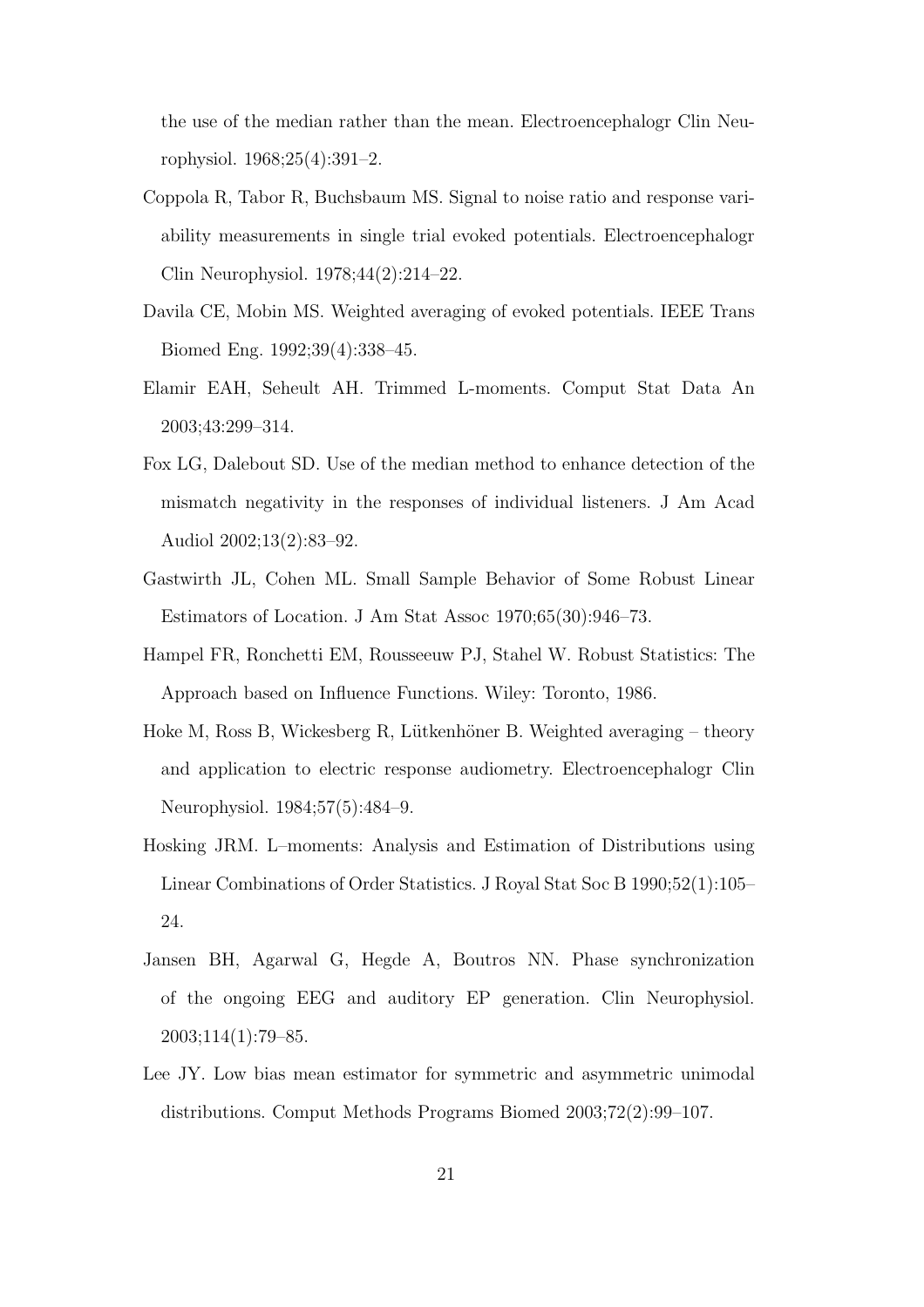the use of the median rather than the mean. Electroencephalogr Clin Neurophysiol. 1968;25(4):391–2.

Coppola R, Tabor R, Buchsbaum MS. Signal to noise ratio and response variability measurements in single trial evoked potentials. Electroencephalogr Clin Neurophysiol. 1978;44(2):214–22.

Davila CE, Mobin MS. Weighted averaging of evoked potentials. IEEE Trans Biomed Eng. 1992;39(4):338–45.

Elamir EAH, Seheult AH. Trimmed L-moments. Comput Stat Data An 2003;43:299–314.

Fox LG, Dalebout SD. Use of the median method to enhance detection of the mismatch negativity in the responses of individual listeners. J Am Acad Audiol 2002;13(2):83–92.

Gastwirth JL, Cohen ML. Small Sample Behavior of Some Robust Linear Estimators of Location. J Am Stat Assoc 1970;65(30):946–73.

Hampel FR, Ronchetti EM, Rousseeuw PJ, Stahel W. Robust Statistics: The Approach based on Influence Functions. Wiley: Toronto, 1986.

Hoke M, Ross B, Wickesberg R, Lütkenhöner B. Weighted averaging – theory and application to electric response audiometry. Electroencephalogr Clin Neurophysiol. 1984;57(5):484–9.

Hosking JRM. L–moments: Analysis and Estimation of Distributions using Linear Combinations of Order Statistics. J Royal Stat Soc B 1990;52(1):105–24.

Jansen BH, Agarwal G, Hegde A, Boutros NN. Phase synchronization of the ongoing EEG and auditory EP generation. Clin Neurophysiol. 2003;114(1):79–85.

Lee JY. Low bias mean estimator for symmetric and asymmetric unimodal distributions. Comput Methods Programs Biomed 2003;72(2):99–107.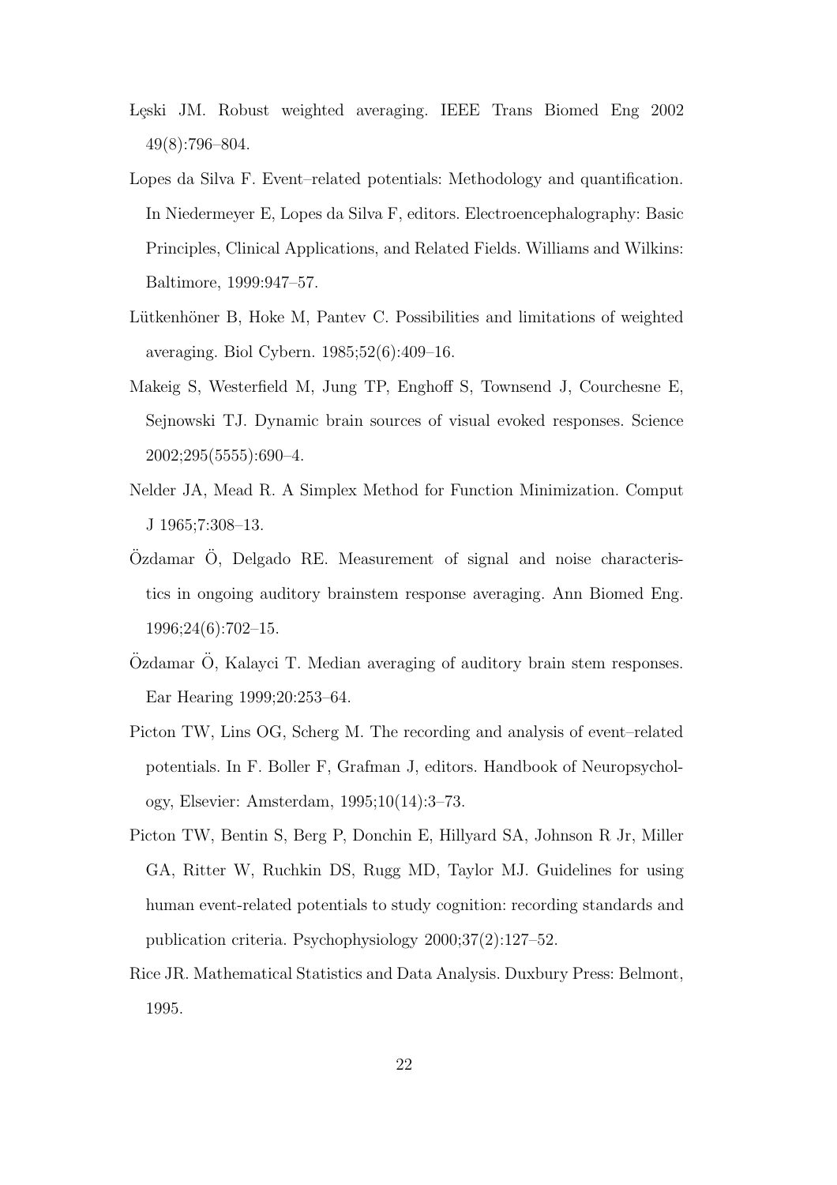Łęski JM. Robust weighted averaging. IEEE Trans Biomed Eng 2002 49(8):796–804.

Lopes da Silva F. Event–related potentials: Methodology and quantification. In Niedermeyer E, Lopes da Silva F, editors. Electroencephalography: Basic Principles, Clinical Applications, and Related Fields. Williams and Wilkins: Baltimore, 1999:947–57.

Lütkenhöner B, Hoke M, Pantev C. Possibilities and limitations of weighted averaging. Biol Cybern. 1985;52(6):409–16.

Makeig S, Westerfield M, Jung TP, Enghoff S, Townsend J, Courchesne E, Sejnowski TJ. Dynamic brain sources of visual evoked responses. Science 2002;295(5555):690–4.

Nelder JA, Mead R. A Simplex Method for Function Minimization. Comput J 1965;7:308–13.

Özdamar Ö, Delgado RE. Measurement of signal and noise characteristics in ongoing auditory brainstem response averaging. Ann Biomed Eng. 1996;24(6):702–15.

Özdamar Ö, Kalayci T. Median averaging of auditory brain stem responses. Ear Hearing 1999;20:253–64.

Picton TW, Lins OG, Scherg M. The recording and analysis of event–related potentials. In F. Boller F, Grafman J, editors. Handbook of Neuropsychology, Elsevier: Amsterdam, 1995;10(14):3–73.

Picton TW, Bentin S, Berg P, Donchin E, Hillyard SA, Johnson R Jr, Miller GA, Ritter W, Ruchkin DS, Rugg MD, Taylor MJ. Guidelines for using human event-related potentials to study cognition: recording standards and publication criteria. Psychophysiology 2000;37(2):127–52.

Rice JR. Mathematical Statistics and Data Analysis. Duxbury Press: Belmont, 1995.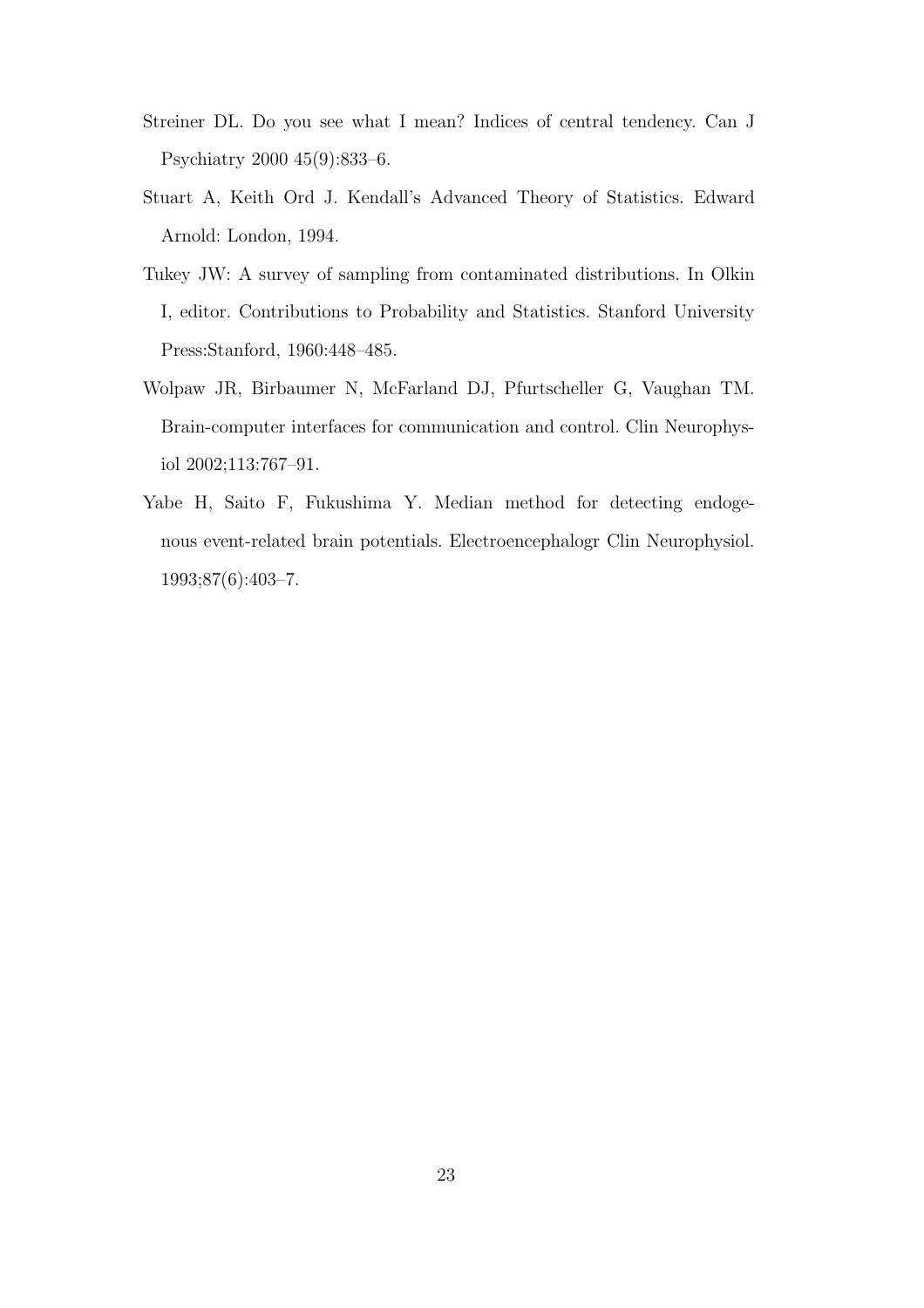Streiner DL. Do you see what I mean? Indices of central tendency. Can J Psychiatry 2000 45(9):833–6.

Stuart A, Keith Ord J. Kendall's Advanced Theory of Statistics. Edward Arnold: London, 1994.

Tukey JW: A survey of sampling from contaminated distributions. In Olkin I, editor. Contributions to Probability and Statistics. Stanford University Press:Stanford, 1960:448–485.

Wolpaw JR, Birbaumer N, McFarland DJ, Pfurtscheller G, Vaughan TM. Brain-computer interfaces for communication and control. Clin Neurophysiol 2002;113:767–91.

Yabe H, Saito F, Fukushima Y. Median method for detecting endogenous event-related brain potentials. Electroencephalogr Clin Neurophysiol. 1993;87(6):403–7.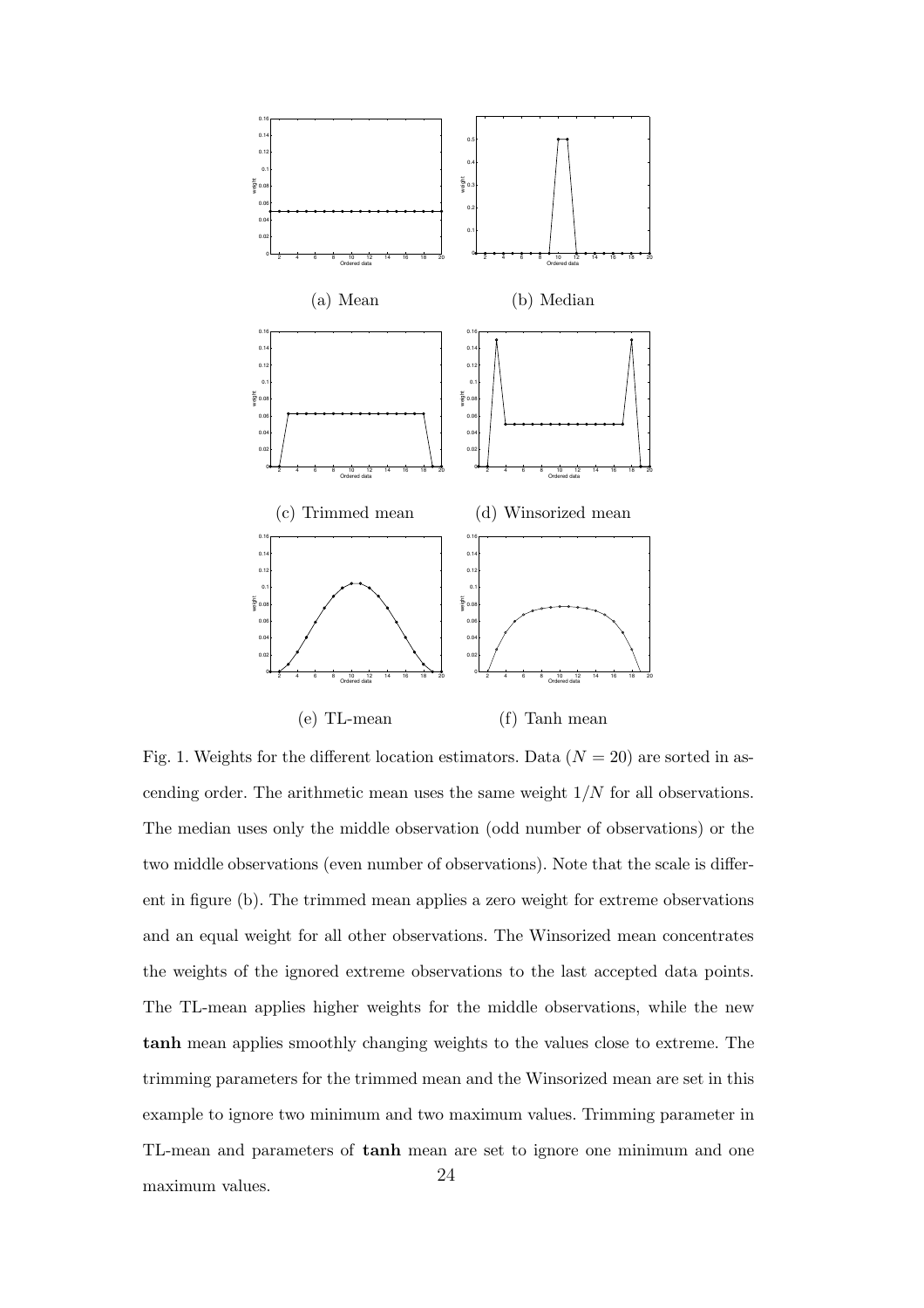(a) Mean

(b) Median

(c) Trimmed mean

(d) Winsorized mean

(e) TL-mean

(f) Tanh mean

Fig. 1. Weights for the different location estimators. Data ($N = 20$) are sorted in ascending order. The arithmetic mean uses the same weight $1/N$ for all observations. The median uses only the middle observation (odd number of observations) or the two middle observations (even number of observations). Note that the scale is different in figure (b). The trimmed mean applies a zero weight for extreme observations and an equal weight for all other observations. The Winsorized mean concentrates the weights of the ignored extreme observations to the last accepted data points. The TL-mean applies higher weights for the middle observations, while the new **tanh** mean applies smoothly changing weights to the values close to extreme. The trimming parameters for the trimmed mean and the Winsorized mean are set in this example to ignore two minimum and two maximum values. Trimming parameter in TL-mean and parameters of **tanh** mean are set to ignore one minimum and one maximum values.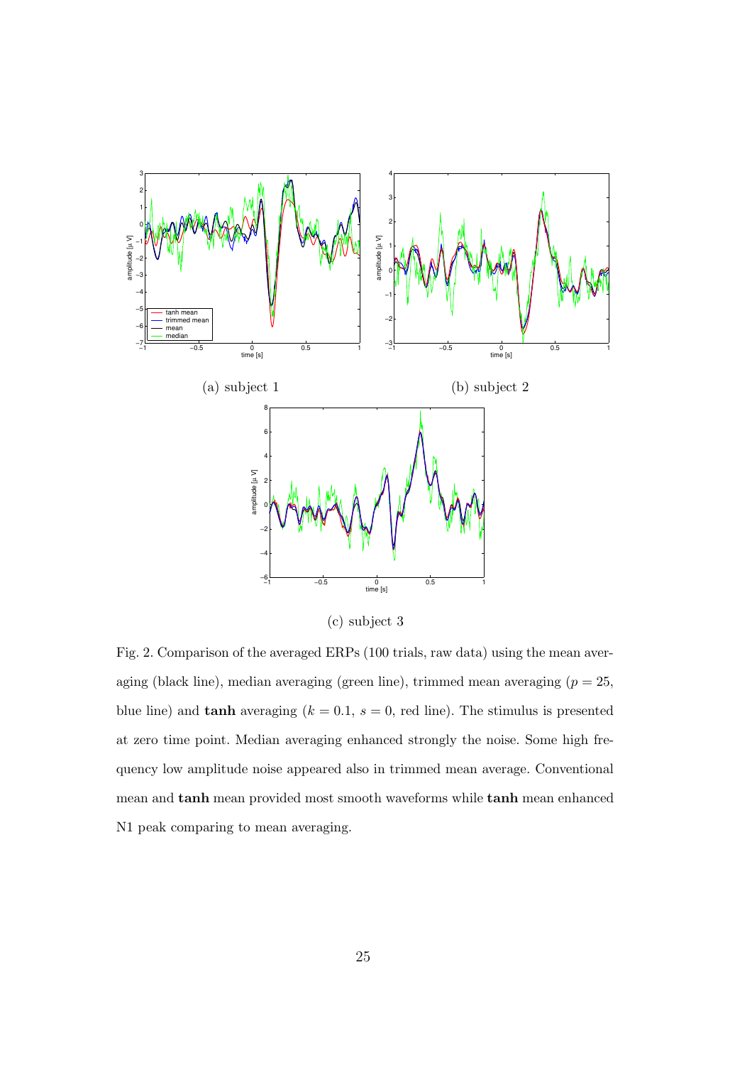(a) subject 1

(b) subject 2

(c) subject 3

Fig. 2. Comparison of the averaged ERPs (100 trials, raw data) using the mean averaging (black line), median averaging (green line), trimmed mean averaging ($p = 25$, blue line) and **tanh** averaging ($k = 0.1$, $s = 0$, red line). The stimulus is presented at zero time point. Median averaging enhanced strongly the noise. Some high frequency low amplitude noise appeared also in trimmed mean average. Conventional mean and **tanh** mean provided most smooth waveforms while **tanh** mean enhanced N1 peak comparing to mean averaging.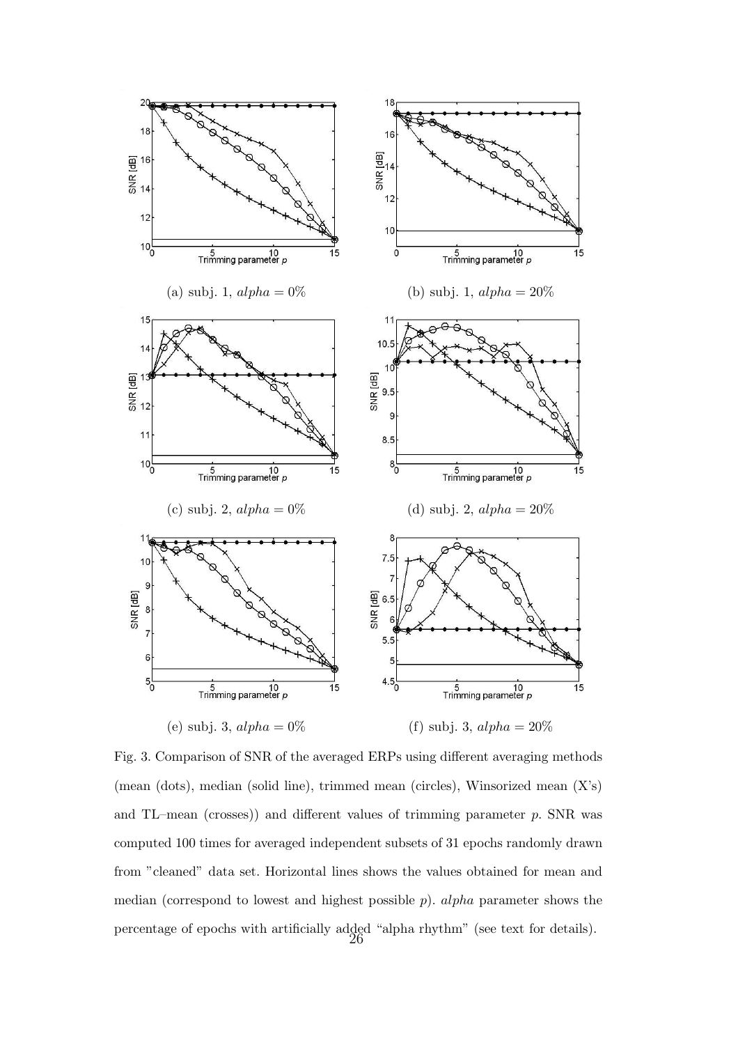(a) subj. 1, $alpha = 0\%$

(b) subj. 1, $alpha = 20\%$

(c) subj. 2, $alpha = 0\%$

(d) subj. 2, $alpha = 20\%$

(e) subj. 3, $alpha = 0\%$

(f) subj. 3, $alpha = 20\%$

Fig. 3. Comparison of SNR of the averaged ERPs using different averaging methods (mean (dots), median (solid line), trimmed mean (circles), Winsorized mean (X's) and TL–mean (crosses)) and different values of trimming parameter $p$. SNR was computed 100 times for averaged independent subsets of 31 epochs randomly drawn from "cleaned" data set. Horizontal lines shows the values obtained for mean and median (correspond to lowest and highest possible $p$). $alpha$ parameter shows the percentage of epochs with artificially added "alpha rhythm" (see text for details).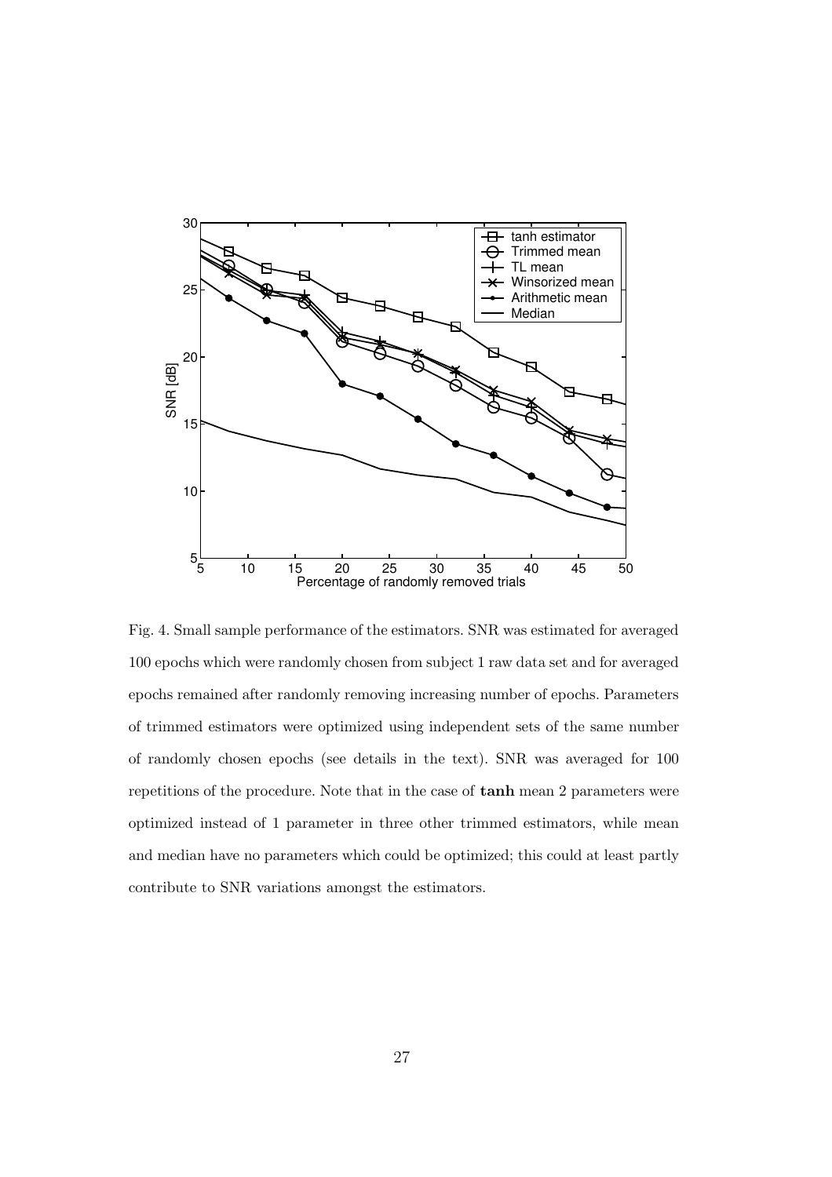30
25
20
15
10
5

SNR [dB]

5 10 15 20 25 30 35 40 45 50

Percentage of randomly removed trials

tanh estimator
Trimmed mean
TL mean
Winsorized mean
Arithmetic mean
Median

Fig. 4. Small sample performance of the estimators. SNR was estimated for averaged 100 epochs which were randomly chosen from subject 1 raw data set and for averaged epochs remained after randomly removing increasing number of epochs. Parameters of trimmed estimators were optimized using independent sets of the same number of randomly chosen epochs (see details in the text). SNR was averaged for 100 repetitions of the procedure. Note that in the case of **tanh** mean 2 parameters were optimized instead of 1 parameter in three other trimmed estimators, while mean and median have no parameters which could be optimized; this could at least partly contribute to SNR variations amongst the estimators.